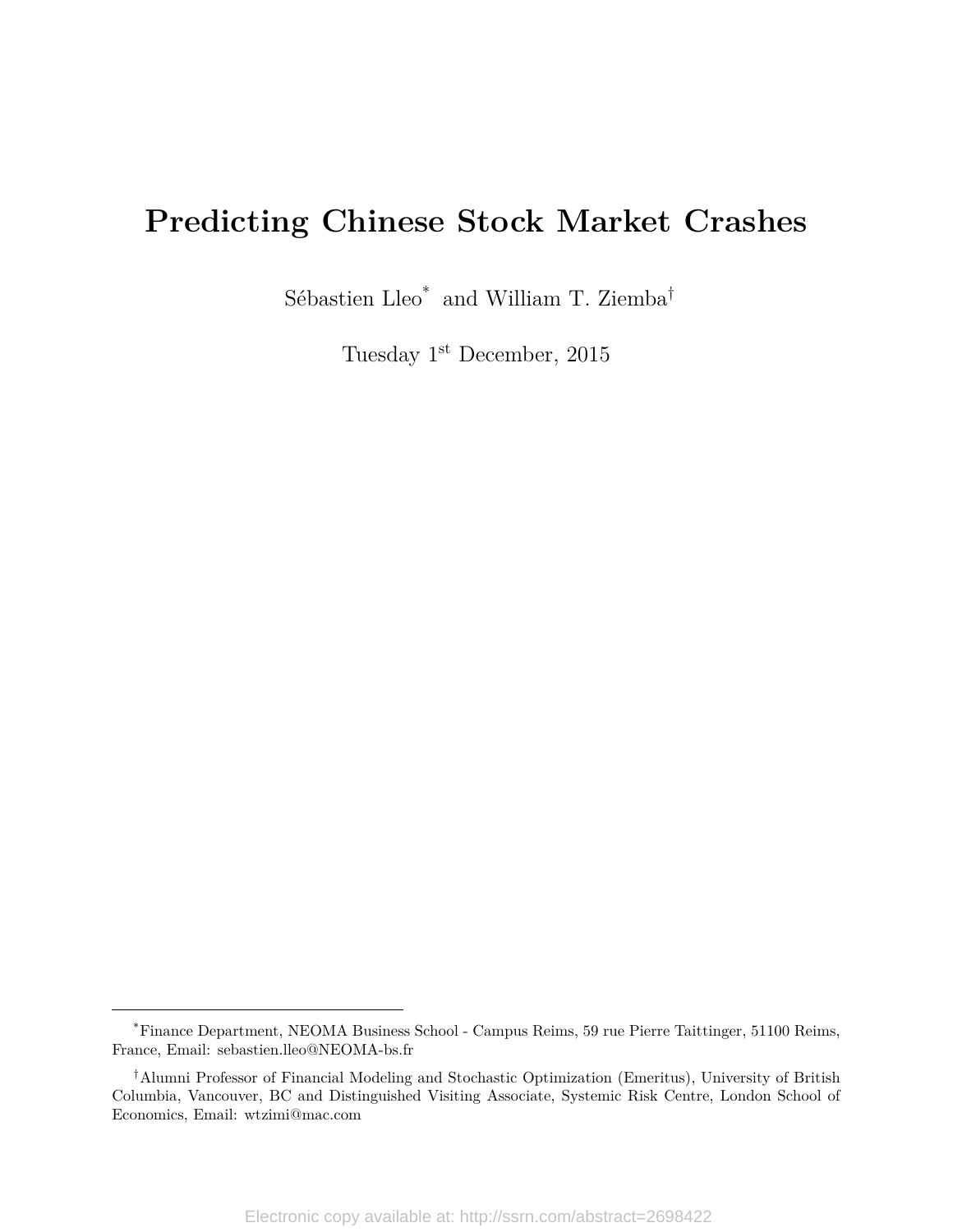# Predicting Chinese Stock Market Crashes

Sébastien Lleo[*] and William T. Ziemba[†]

Tuesday 1[st] December, 2015

[*]Finance Department, NEOMA Business School - Campus Reims, 59 rue Pierre Taittinger, 51100 Reims, France, Email: sebastien.lleo@NEOMA-bs.fr

[†]Alumni Professor of Financial Modeling and Stochastic Optimization (Emeritus), University of British Columbia, Vancouver, BC and Distinguished Visiting Associate, Systemic Risk Centre, London School of Economics, Email: wtzimi@mac.com

Electronic copy available at: http://ssrn.com/abstract=2698422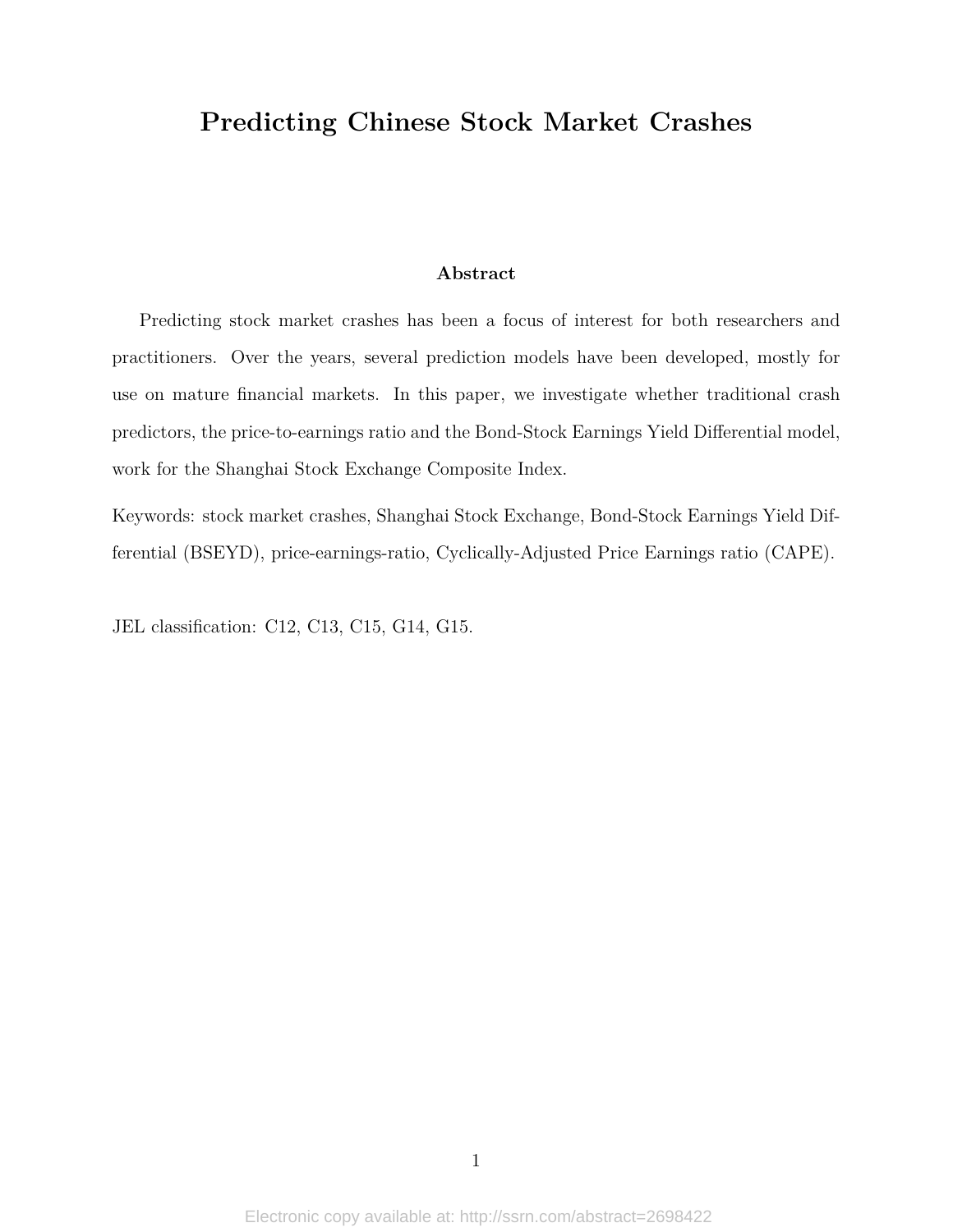# Predicting Chinese Stock Market Crashes

**Abstract**

Predicting stock market crashes has been a focus of interest for both researchers and practitioners. Over the years, several prediction models have been developed, mostly for use on mature financial markets. In this paper, we investigate whether traditional crash predictors, the price-to-earnings ratio and the Bond-Stock Earnings Yield Differential model, work for the Shanghai Stock Exchange Composite Index.

Keywords: stock market crashes, Shanghai Stock Exchange, Bond-Stock Earnings Yield Differential (BSEYD), price-earnings-ratio, Cyclically-Adjusted Price Earnings ratio (CAPE).

JEL classification: C12, C13, C15, G14, G15.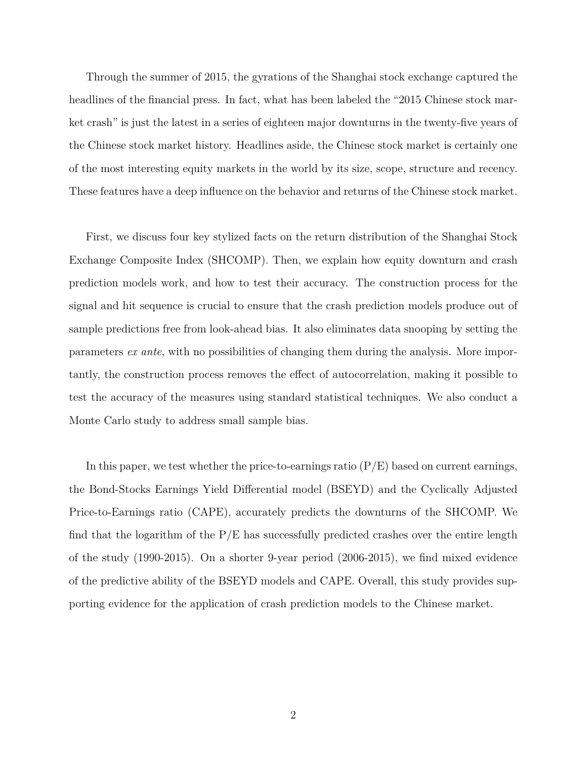Through the summer of 2015, the gyrations of the Shanghai stock exchange captured the headlines of the financial press. In fact, what has been labeled the "2015 Chinese stock market crash" is just the latest in a series of eighteen major downturns in the twenty-five years of the Chinese stock market history. Headlines aside, the Chinese stock market is certainly one of the most interesting equity markets in the world by its size, scope, structure and recency. These features have a deep influence on the behavior and returns of the Chinese stock market.

First, we discuss four key stylized facts on the return distribution of the Shanghai Stock Exchange Composite Index (SHCOMP). Then, we explain how equity downturn and crash prediction models work, and how to test their accuracy. The construction process for the signal and hit sequence is crucial to ensure that the crash prediction models produce out of sample predictions free from look-ahead bias. It also eliminates data snooping by setting the parameters *ex ante*, with no possibilities of changing them during the analysis. More importantly, the construction process removes the effect of autocorrelation, making it possible to test the accuracy of the measures using standard statistical techniques. We also conduct a Monte Carlo study to address small sample bias.

In this paper, we test whether the price-to-earnings ratio (P/E) based on current earnings, the Bond-Stocks Earnings Yield Differential model (BSEYD) and the Cyclically Adjusted Price-to-Earnings ratio (CAPE), accurately predicts the downturns of the SHCOMP. We find that the logarithm of the P/E has successfully predicted crashes over the entire length of the study (1990-2015). On a shorter 9-year period (2006-2015), we find mixed evidence of the predictive ability of the BSEYD models and CAPE. Overall, this study provides supporting evidence for the application of crash prediction models to the Chinese market.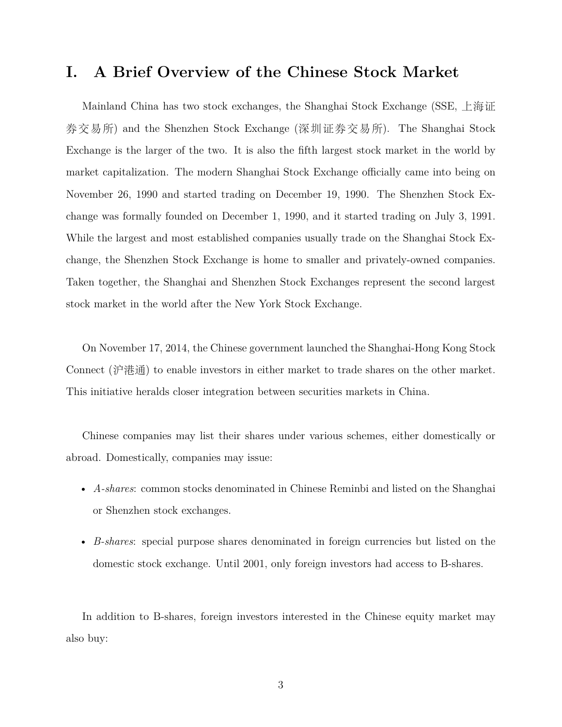# I. A Brief Overview of the Chinese Stock Market

Mainland China has two stock exchanges, the Shanghai Stock Exchange (SSE, 上海证券交易所) and the Shenzhen Stock Exchange (深圳证券交易所). The Shanghai Stock Exchange is the larger of the two. It is also the fifth largest stock market in the world by market capitalization. The modern Shanghai Stock Exchange officially came into being on November 26, 1990 and started trading on December 19, 1990. The Shenzhen Stock Exchange was formally founded on December 1, 1990, and it started trading on July 3, 1991. While the largest and most established companies usually trade on the Shanghai Stock Exchange, the Shenzhen Stock Exchange is home to smaller and privately-owned companies. Taken together, the Shanghai and Shenzhen Stock Exchanges represent the second largest stock market in the world after the New York Stock Exchange.

On November 17, 2014, the Chinese government launched the Shanghai-Hong Kong Stock Connect (沪港通) to enable investors in either market to trade shares on the other market. This initiative heralds closer integration between securities markets in China.

Chinese companies may list their shares under various schemes, either domestically or abroad. Domestically, companies may issue:

- *A-shares*: common stocks denominated in Chinese Reminbi and listed on the Shanghai or Shenzhen stock exchanges.
- *B-shares*: special purpose shares denominated in foreign currencies but listed on the domestic stock exchange. Until 2001, only foreign investors had access to B-shares.

In addition to B-shares, foreign investors interested in the Chinese equity market may also buy: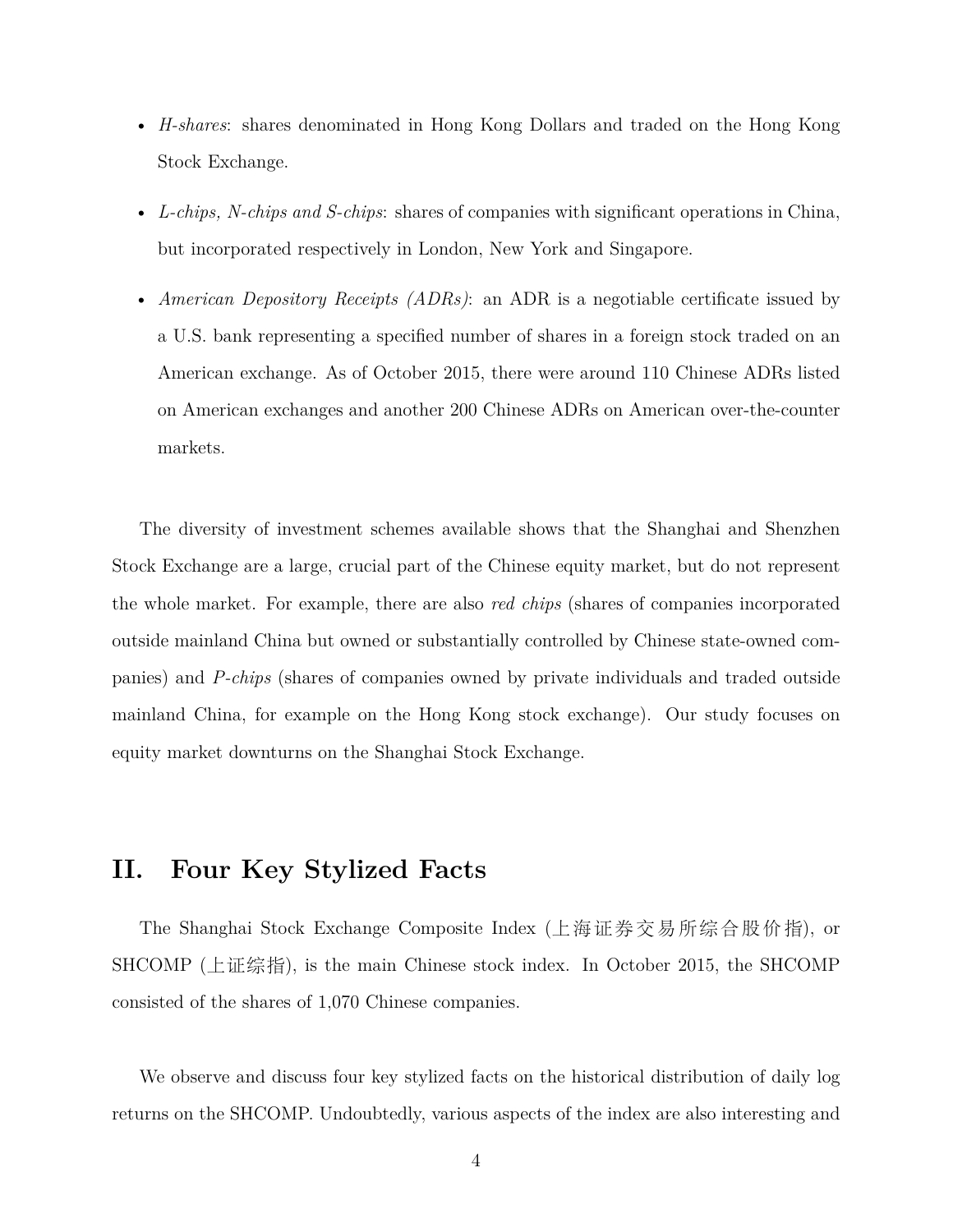- *H-shares*: shares denominated in Hong Kong Dollars and traded on the Hong Kong Stock Exchange.
- *L-chips, N-chips and S-chips*: shares of companies with significant operations in China, but incorporated respectively in London, New York and Singapore.
- *American Depository Receipts (ADRs)*: an ADR is a negotiable certificate issued by a U.S. bank representing a specified number of shares in a foreign stock traded on an American exchange. As of October 2015, there were around 110 Chinese ADRs listed on American exchanges and another 200 Chinese ADRs on American over-the-counter markets.

The diversity of investment schemes available shows that the Shanghai and Shenzhen Stock Exchange are a large, crucial part of the Chinese equity market, but do not represent the whole market. For example, there are also *red chips* (shares of companies incorporated outside mainland China but owned or substantially controlled by Chinese state-owned companies) and *P-chips* (shares of companies owned by private individuals and traded outside mainland China, for example on the Hong Kong stock exchange). Our study focuses on equity market downturns on the Shanghai Stock Exchange.

## II. Four Key Stylized Facts

The Shanghai Stock Exchange Composite Index (上海证券交易所综合股价指), or SHCOMP (上证综指), is the main Chinese stock index. In October 2015, the SHCOMP consisted of the shares of 1,070 Chinese companies.

We observe and discuss four key stylized facts on the historical distribution of daily log returns on the SHCOMP. Undoubtedly, various aspects of the index are also interesting and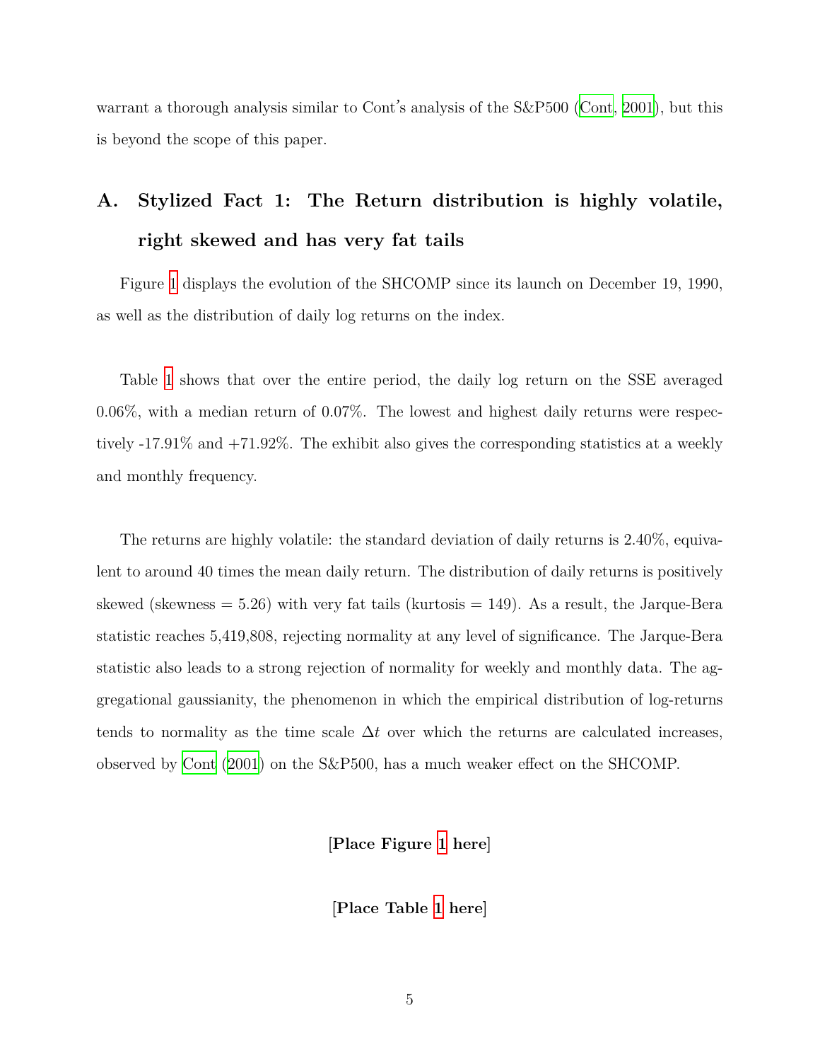warrant a thorough analysis similar to Cont's analysis of the S&P500 (Cont, 2001), but this is beyond the scope of this paper.

## A. Stylized Fact 1: The Return distribution is highly volatile, right skewed and has very fat tails

Figure 1 displays the evolution of the SHCOMP since its launch on December 19, 1990, as well as the distribution of daily log returns on the index.

Table 1 shows that over the entire period, the daily log return on the SSE averaged 0.06%, with a median return of 0.07%. The lowest and highest daily returns were respectively -17.91% and +71.92%. The exhibit also gives the corresponding statistics at a weekly and monthly frequency.

The returns are highly volatile: the standard deviation of daily returns is 2.40%, equivalent to around 40 times the mean daily return. The distribution of daily returns is positively skewed (skewness = 5.26) with very fat tails (kurtosis = 149). As a result, the Jarque-Bera statistic reaches 5,419,808, rejecting normality at any level of significance. The Jarque-Bera statistic also leads to a strong rejection of normality for weekly and monthly data. The aggregational gaussianity, the phenomenon in which the empirical distribution of log-returns tends to normality as the time scale $\Delta t$ over which the returns are calculated increases, observed by Cont (2001) on the S&P500, has a much weaker effect on the SHCOMP.

**[Place Figure 1 here]**

**[Place Table 1 here]**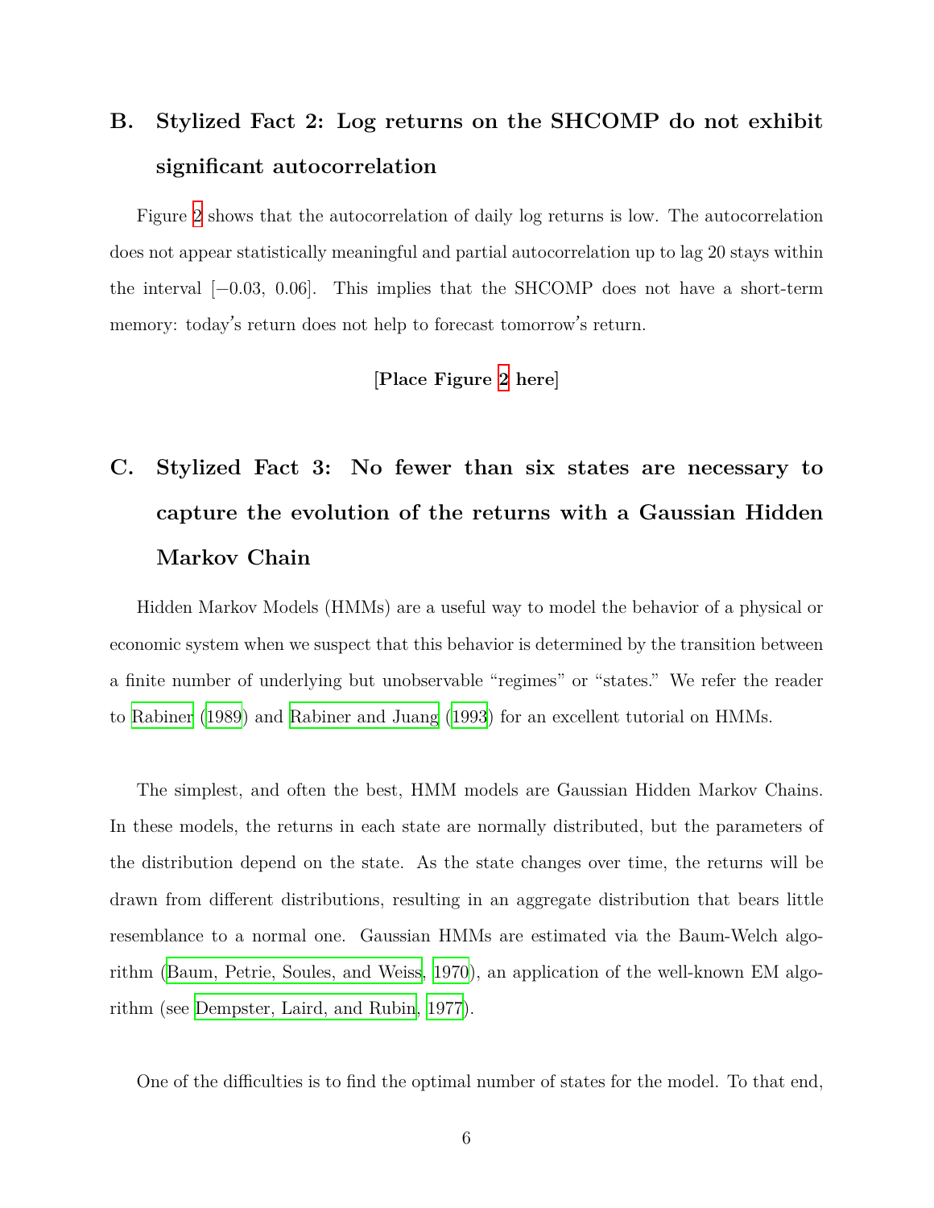## B. Stylized Fact 2: Log returns on the SHCOMP do not exhibit significant autocorrelation

Figure 2 shows that the autocorrelation of daily log returns is low. The autocorrelation does not appear statistically meaningful and partial autocorrelation up to lag 20 stays within the interval $[-0.03, 0.06]$. This implies that the SHCOMP does not have a short-term memory: today's return does not help to forecast tomorrow's return.

**[Place Figure 2 here]**

## C. Stylized Fact 3: No fewer than six states are necessary to capture the evolution of the returns with a Gaussian Hidden Markov Chain

Hidden Markov Models (HMMs) are a useful way to model the behavior of a physical or economic system when we suspect that this behavior is determined by the transition between a finite number of underlying but unobservable "regimes" or "states." We refer the reader to Rabiner (1989) and Rabiner and Juang (1993) for an excellent tutorial on HMMs.

The simplest, and often the best, HMM models are Gaussian Hidden Markov Chains. In these models, the returns in each state are normally distributed, but the parameters of the distribution depend on the state. As the state changes over time, the returns will be drawn from different distributions, resulting in an aggregate distribution that bears little resemblance to a normal one. Gaussian HMMs are estimated via the Baum-Welch algorithm (Baum, Petrie, Soules, and Weiss, 1970), an application of the well-known EM algorithm (see Dempster, Laird, and Rubin, 1977).

One of the difficulties is to find the optimal number of states for the model. To that end,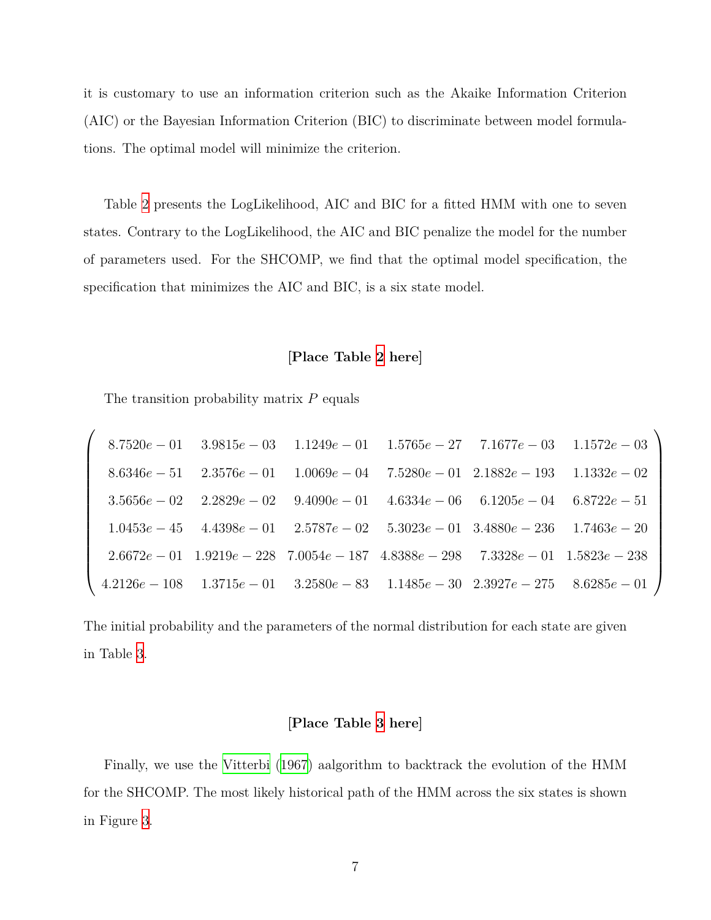it is customary to use an information criterion such as the Akaike Information Criterion (AIC) or the Bayesian Information Criterion (BIC) to discriminate between model formulations. The optimal model will minimize the criterion.

Table 2 presents the LogLikelihood, AIC and BIC for a fitted HMM with one to seven states. Contrary to the LogLikelihood, the AIC and BIC penalize the model for the number of parameters used. For the SHCOMP, we find that the optimal model specification, the specification that minimizes the AIC and BIC, is a six state model.

**[Place Table 2 here]**

The transition probability matrix $P$ equals

$$
\begin{pmatrix}
8.7520e-01 & 3.9815e-03 & 1.1249e-01 & 1.5765e-27 & 7.1677e-03 & 1.1572e-03 \\
8.6346e-51 & 2.3576e-01 & 1.0069e-04 & 7.5280e-01 & 2.1882e-193 & 1.1332e-02 \\
3.5656e-02 & 2.2829e-02 & 9.4090e-01 & 4.6334e-06 & 6.1205e-04 & 6.8722e-51 \\
1.0453e-45 & 4.4398e-01 & 2.5787e-02 & 5.3023e-01 & 3.4880e-236 & 1.7463e-20 \\
2.6672e-01 & 1.9219e-228 & 7.0054e-187 & 4.8388e-298 & 7.3328e-01 & 1.5823e-238 \\
4.2126e-108 & 1.3715e-01 & 3.2580e-83 & 1.1485e-30 & 2.3927e-275 & 8.6285e-01
\end{pmatrix}
$$

The initial probability and the parameters of the normal distribution for each state are given in Table 3.

**[Place Table 3 here]**

Finally, we use the Vitterbi (1967) aalgorithm to backtrack the evolution of the HMM for the SHCOMP. The most likely historical path of the HMM across the six states is shown in Figure 3.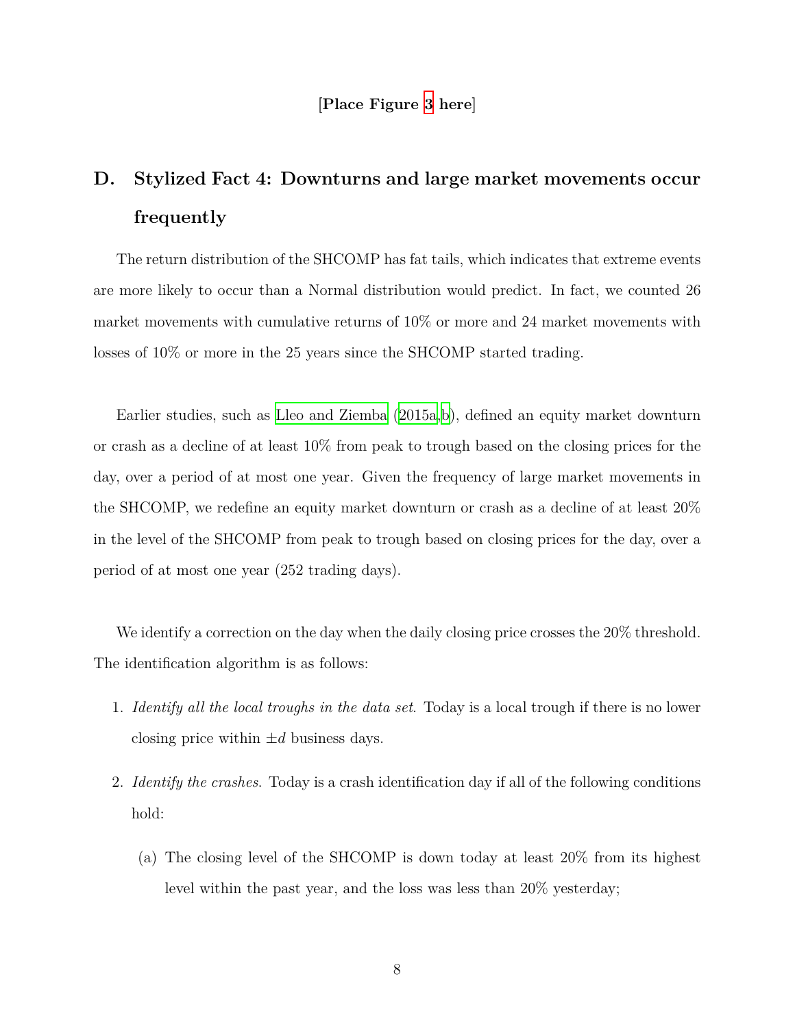[**Place Figure 3 here**]

## D. Stylized Fact 4: Downturns and large market movements occur frequently

The return distribution of the SHCOMP has fat tails, which indicates that extreme events are more likely to occur than a Normal distribution would predict. In fact, we counted 26 market movements with cumulative returns of 10% or more and 24 market movements with losses of 10% or more in the 25 years since the SHCOMP started trading.

Earlier studies, such as Lleo and Ziemba (2015a,b), defined an equity market downturn or crash as a decline of at least 10% from peak to trough based on the closing prices for the day, over a period of at most one year. Given the frequency of large market movements in the SHCOMP, we redefine an equity market downturn or crash as a decline of at least 20% in the level of the SHCOMP from peak to trough based on closing prices for the day, over a period of at most one year (252 trading days).

We identify a correction on the day when the daily closing price crosses the 20% threshold. The identification algorithm is as follows:

1. *Identify all the local troughs in the data set.* Today is a local trough if there is no lower closing price within $\pm d$ business days.

2. *Identify the crashes.* Today is a crash identification day if all of the following conditions hold:

   (a) The closing level of the SHCOMP is down today at least 20% from its highest level within the past year, and the loss was less than 20% yesterday;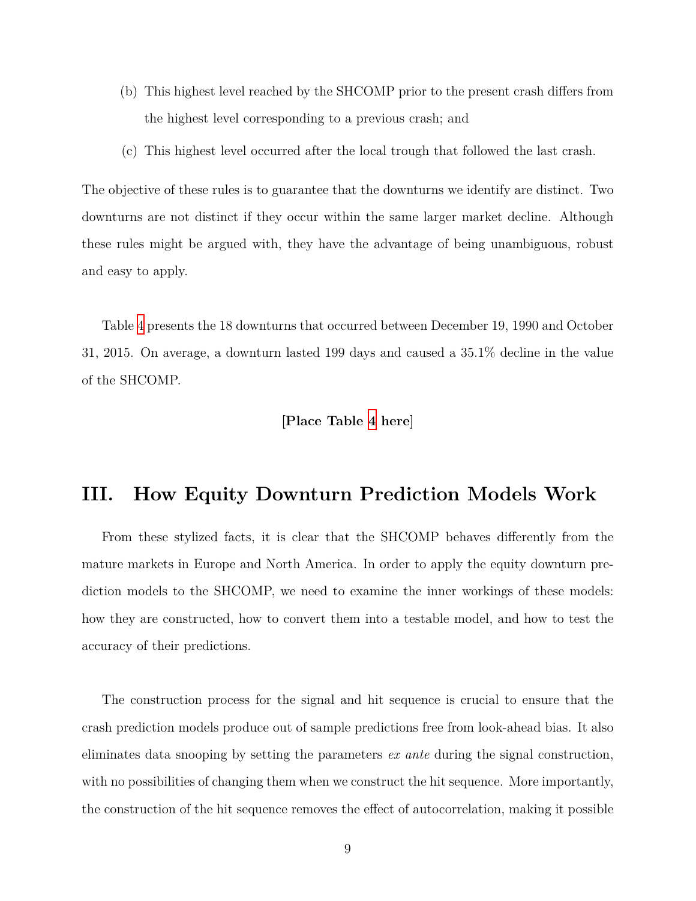(b) This highest level reached by the SHCOMP prior to the present crash differs from the highest level corresponding to a previous crash; and

(c) This highest level occurred after the local trough that followed the last crash.

The objective of these rules is to guarantee that the downturns we identify are distinct. Two downturns are not distinct if they occur within the same larger market decline. Although these rules might be argued with, they have the advantage of being unambiguous, robust and easy to apply.

Table 4 presents the 18 downturns that occurred between December 19, 1990 and October 31, 2015. On average, a downturn lasted 199 days and caused a 35.1% decline in the value of the SHCOMP.

**[Place Table 4 here]**

# III. How Equity Downturn Prediction Models Work

From these stylized facts, it is clear that the SHCOMP behaves differently from the mature markets in Europe and North America. In order to apply the equity downturn prediction models to the SHCOMP, we need to examine the inner workings of these models: how they are constructed, how to convert them into a testable model, and how to test the accuracy of their predictions.

The construction process for the signal and hit sequence is crucial to ensure that the crash prediction models produce out of sample predictions free from look-ahead bias. It also eliminates data snooping by setting the parameters *ex ante* during the signal construction, with no possibilities of changing them when we construct the hit sequence. More importantly, the construction of the hit sequence removes the effect of autocorrelation, making it possible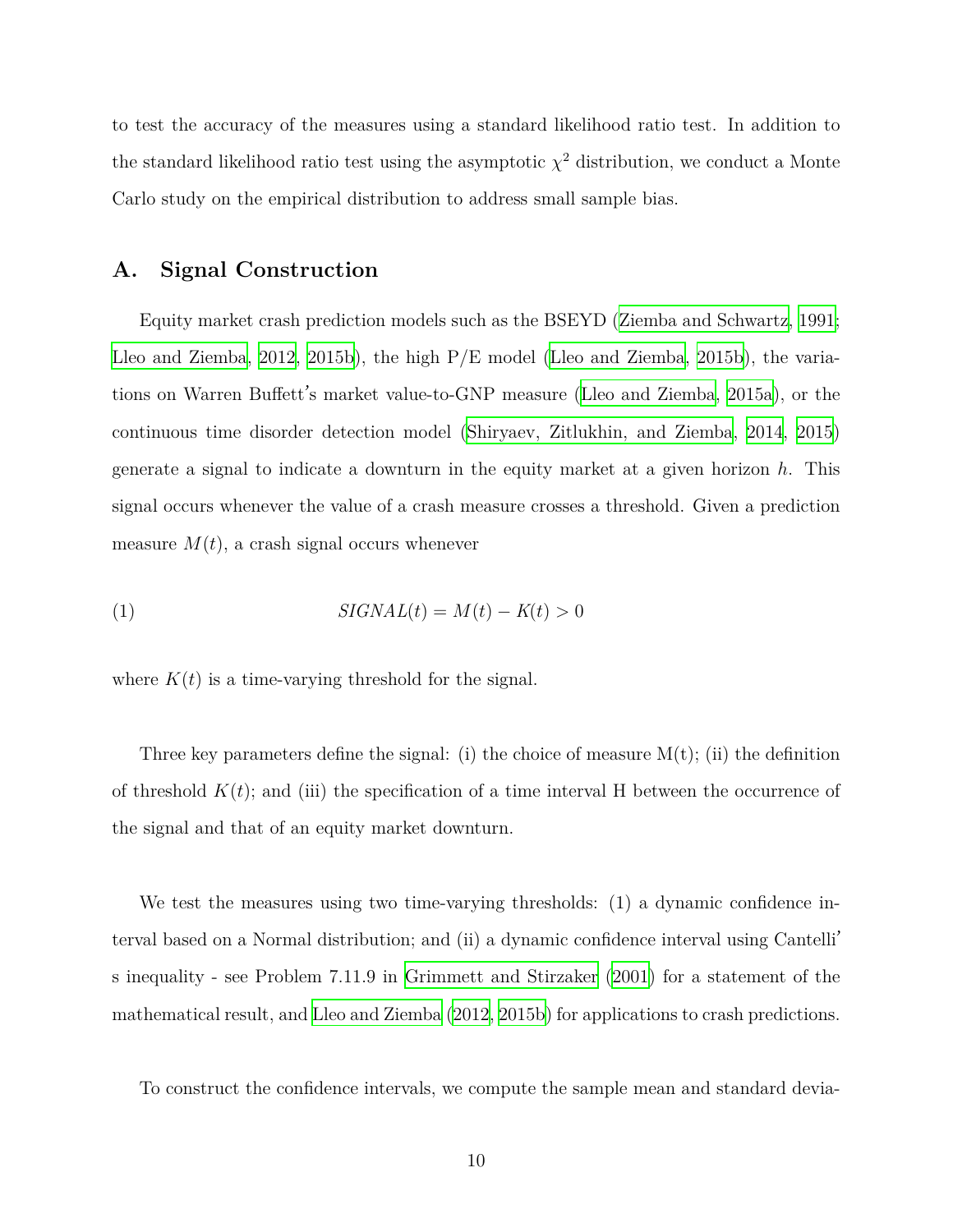to test the accuracy of the measures using a standard likelihood ratio test. In addition to the standard likelihood ratio test using the asymptotic $\chi^2$ distribution, we conduct a Monte Carlo study on the empirical distribution to address small sample bias.

## A. Signal Construction

Equity market crash prediction models such as the BSEYD (Ziemba and Schwartz, 1991; Lleo and Ziemba, 2012, 2015b), the high P/E model (Lleo and Ziemba, 2015b), the variations on Warren Buffett's market value-to-GNP measure (Lleo and Ziemba, 2015a), or the continuous time disorder detection model (Shiryaev, Zitlukhin, and Ziemba, 2014, 2015) generate a signal to indicate a downturn in the equity market at a given horizon $h$. This signal occurs whenever the value of a crash measure crosses a threshold. Given a prediction measure $M(t)$, a crash signal occurs whenever

$$SIGNAL(t) = M(t) - K(t) > 0 \tag{1}$$

where $K(t)$ is a time-varying threshold for the signal.

Three key parameters define the signal: (i) the choice of measure M(t); (ii) the definition of threshold $K(t)$; and (iii) the specification of a time interval H between the occurrence of the signal and that of an equity market downturn.

We test the measures using two time-varying thresholds: (1) a dynamic confidence interval based on a Normal distribution; and (ii) a dynamic confidence interval using Cantelli's inequality - see Problem 7.11.9 in Grimmett and Stirzaker (2001) for a statement of the mathematical result, and Lleo and Ziemba (2012, 2015b) for applications to crash predictions.

To construct the confidence intervals, we compute the sample mean and standard devia-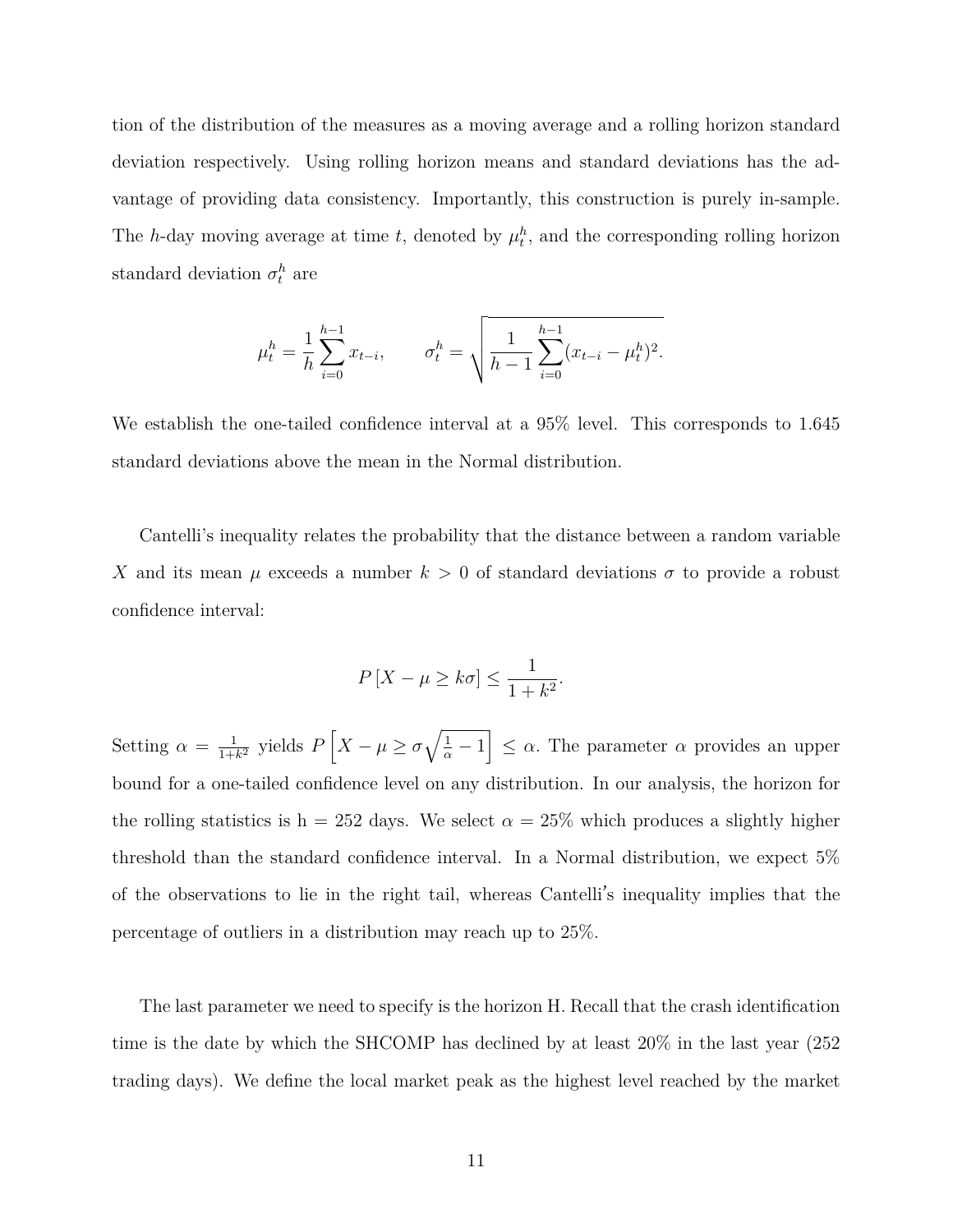tion of the distribution of the measures as a moving average and a rolling horizon standard deviation respectively. Using rolling horizon means and standard deviations has the advantage of providing data consistency. Importantly, this construction is purely in-sample. The $h$-day moving average at time $t$, denoted by $\mu_t^h$, and the corresponding rolling horizon standard deviation $\sigma_t^h$ are

$$\mu_t^h = \frac{1}{h}\sum_{i=0}^{h-1} x_{t-i}, \qquad \sigma_t^h = \sqrt{\frac{1}{h-1}\sum_{i=0}^{h-1}(x_{t-i} - \mu_t^h)^2}.$$

We establish the one-tailed confidence interval at a 95% level. This corresponds to 1.645 standard deviations above the mean in the Normal distribution.

Cantelli's inequality relates the probability that the distance between a random variable $X$ and its mean $\mu$ exceeds a number $k > 0$ of standard deviations $\sigma$ to provide a robust confidence interval:

$$P\left[X - \mu \geq k\sigma\right] \leq \frac{1}{1+k^2}.$$

Setting $\alpha = \frac{1}{1+k^2}$ yields $P\left[X - \mu \geq \sigma\sqrt{\frac{1}{\alpha} - 1}\right] \leq \alpha$. The parameter $\alpha$ provides an upper bound for a one-tailed confidence level on any distribution. In our analysis, the horizon for the rolling statistics is h = 252 days. We select $\alpha = 25\%$ which produces a slightly higher threshold than the standard confidence interval. In a Normal distribution, we expect 5% of the observations to lie in the right tail, whereas Cantelli's inequality implies that the percentage of outliers in a distribution may reach up to 25%.

The last parameter we need to specify is the horizon H. Recall that the crash identification time is the date by which the SHCOMP has declined by at least 20% in the last year (252 trading days). We define the local market peak as the highest level reached by the market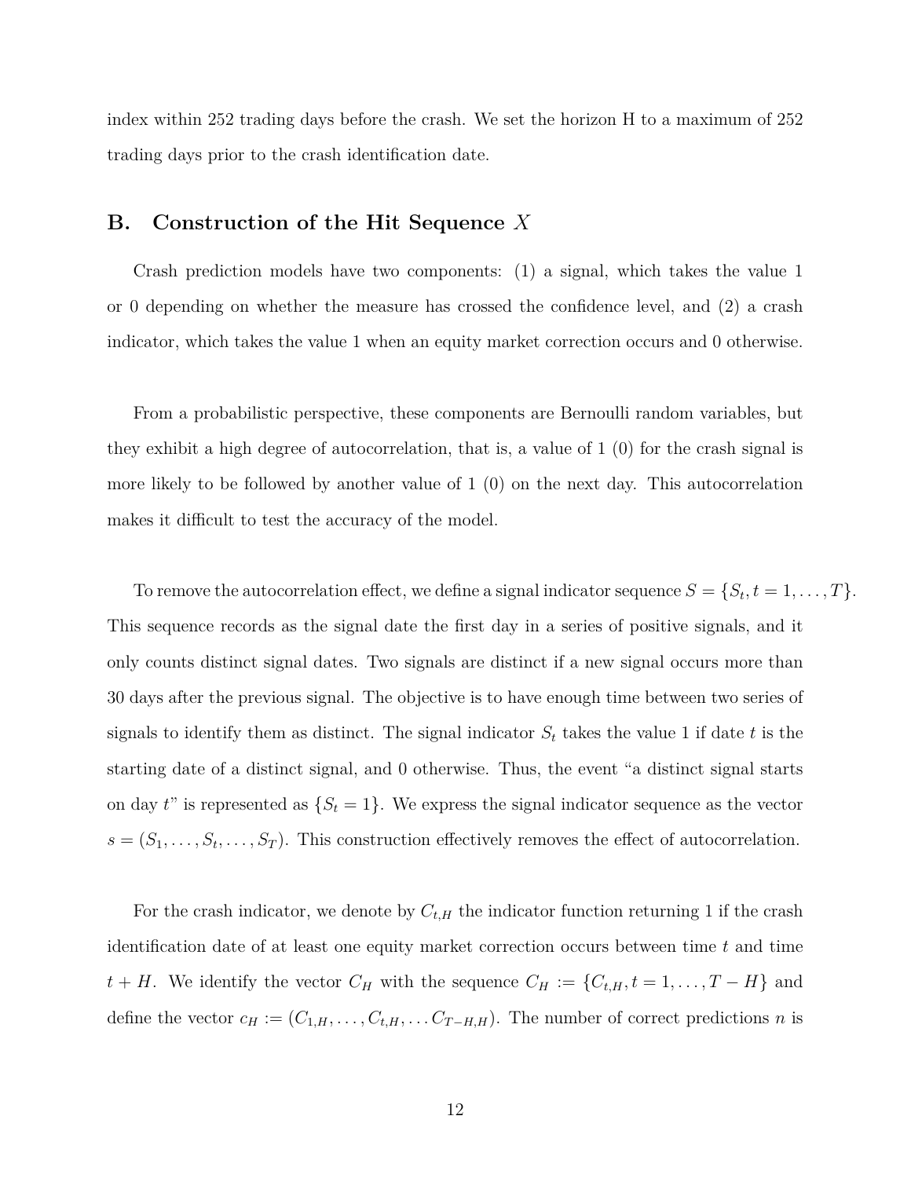index within 252 trading days before the crash. We set the horizon H to a maximum of 252 trading days prior to the crash identification date.

## B. Construction of the Hit Sequence $X$

Crash prediction models have two components: (1) a signal, which takes the value 1 or 0 depending on whether the measure has crossed the confidence level, and (2) a crash indicator, which takes the value 1 when an equity market correction occurs and 0 otherwise.

From a probabilistic perspective, these components are Bernoulli random variables, but they exhibit a high degree of autocorrelation, that is, a value of 1 (0) for the crash signal is more likely to be followed by another value of 1 (0) on the next day. This autocorrelation makes it difficult to test the accuracy of the model.

To remove the autocorrelation effect, we define a signal indicator sequence $S = \{S_t, t = 1, \ldots, T\}$. This sequence records as the signal date the first day in a series of positive signals, and it only counts distinct signal dates. Two signals are distinct if a new signal occurs more than 30 days after the previous signal. The objective is to have enough time between two series of signals to identify them as distinct. The signal indicator $S_t$ takes the value 1 if date $t$ is the starting date of a distinct signal, and 0 otherwise. Thus, the event "a distinct signal starts on day $t$" is represented as $\{S_t = 1\}$. We express the signal indicator sequence as the vector $s = (S_1, \ldots, S_t, \ldots, S_T)$. This construction effectively removes the effect of autocorrelation.

For the crash indicator, we denote by $C_{t,H}$ the indicator function returning 1 if the crash identification date of at least one equity market correction occurs between time $t$ and time $t + H$. We identify the vector $C_H$ with the sequence $C_H := \{C_{t,H}, t = 1, \ldots, T - H\}$ and define the vector $c_H := (C_{1,H}, \ldots, C_{t,H}, \ldots C_{T-H,H})$. The number of correct predictions $n$ is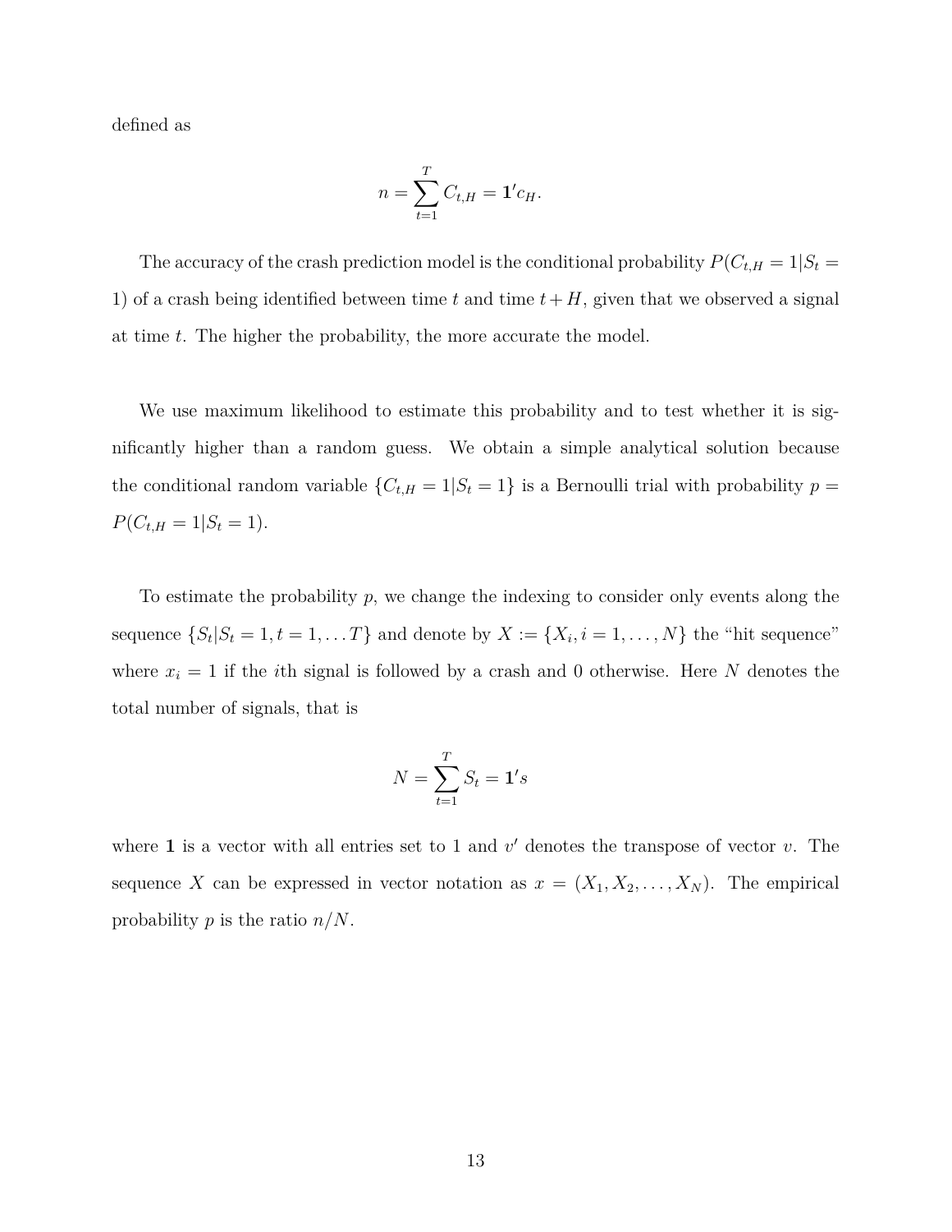defined as

$$n = \sum_{t=1}^{T} C_{t,H} = \mathbf{1}' c_H.$$

The accuracy of the crash prediction model is the conditional probability $P(C_{t,H} = 1|S_t = 1)$ of a crash being identified between time $t$ and time $t + H$, given that we observed a signal at time $t$. The higher the probability, the more accurate the model.

We use maximum likelihood to estimate this probability and to test whether it is significantly higher than a random guess. We obtain a simple analytical solution because the conditional random variable $\{C_{t,H} = 1|S_t = 1\}$ is a Bernoulli trial with probability $p = P(C_{t,H} = 1|S_t = 1)$.

To estimate the probability $p$, we change the indexing to consider only events along the sequence $\{S_t|S_t = 1, t = 1, \ldots T\}$ and denote by $X := \{X_i, i = 1, \ldots, N\}$ the "hit sequence" where $x_i = 1$ if the $i$th signal is followed by a crash and 0 otherwise. Here $N$ denotes the total number of signals, that is

$$N = \sum_{t=1}^{T} S_t = \mathbf{1}' s$$

where $\mathbf{1}$ is a vector with all entries set to 1 and $v'$ denotes the transpose of vector $v$. The sequence $X$ can be expressed in vector notation as $x = (X_1, X_2, \ldots, X_N)$. The empirical probability $p$ is the ratio $n/N$.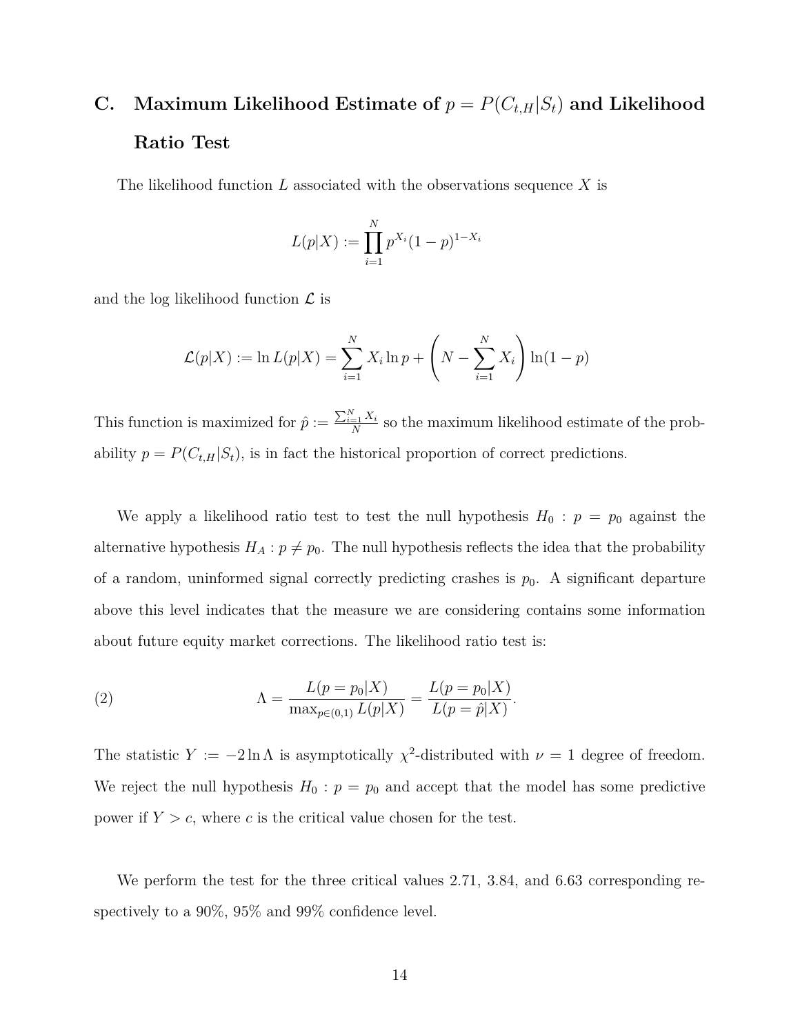## C. Maximum Likelihood Estimate of $p = P(C_{t,H}|S_t)$ and Likelihood Ratio Test

The likelihood function $L$ associated with the observations sequence $X$ is

$$L(p|X) := \prod_{i=1}^{N} p^{X_i}(1-p)^{1-X_i}$$

and the log likelihood function $\mathcal{L}$ is

$$\mathcal{L}(p|X) := \ln L(p|X) = \sum_{i=1}^{N} X_i \ln p + \left( N - \sum_{i=1}^{N} X_i \right) \ln(1-p)$$

This function is maximized for $\hat{p} := \frac{\sum_{i=1}^{N} X_i}{N}$ so the maximum likelihood estimate of the probability $p = P(C_{t,H}|S_t)$, is in fact the historical proportion of correct predictions.

We apply a likelihood ratio test to test the null hypothesis $H_0 : p = p_0$ against the alternative hypothesis $H_A : p \neq p_0$. The null hypothesis reflects the idea that the probability of a random, uninformed signal correctly predicting crashes is $p_0$. A significant departure above this level indicates that the measure we are considering contains some information about future equity market corrections. The likelihood ratio test is:

$$\Lambda = \frac{L(p = p_0|X)}{\max_{p \in (0,1)} L(p|X)} = \frac{L(p = p_0|X)}{L(p = \hat{p}|X)}. \tag{2}$$

The statistic $Y := -2 \ln \Lambda$ is asymptotically $\chi^2$-distributed with $\nu = 1$ degree of freedom. We reject the null hypothesis $H_0 : p = p_0$ and accept that the model has some predictive power if $Y > c$, where $c$ is the critical value chosen for the test.

We perform the test for the three critical values 2.71, 3.84, and 6.63 corresponding respectively to a 90%, 95% and 99% confidence level.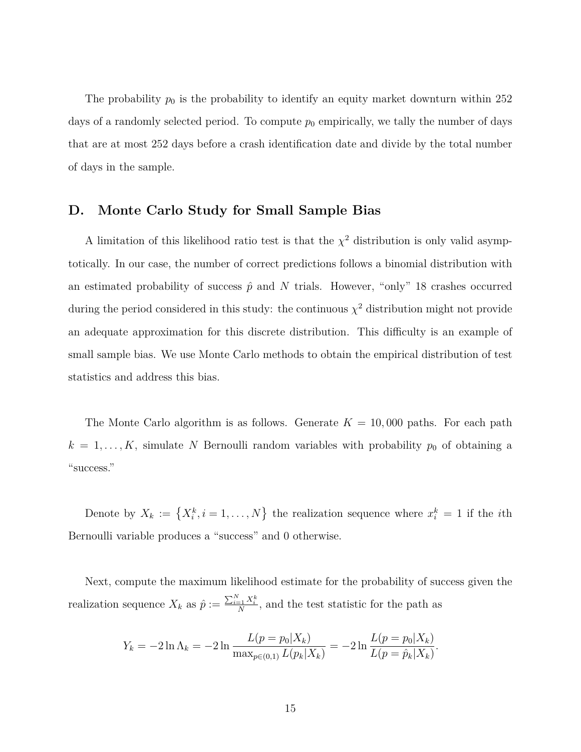The probability $p_0$ is the probability to identify an equity market downturn within 252 days of a randomly selected period. To compute $p_0$ empirically, we tally the number of days that are at most 252 days before a crash identification date and divide by the total number of days in the sample.

## D. Monte Carlo Study for Small Sample Bias

A limitation of this likelihood ratio test is that the $\chi^2$ distribution is only valid asymptotically. In our case, the number of correct predictions follows a binomial distribution with an estimated probability of success $\hat{p}$ and $N$ trials. However, "only" 18 crashes occurred during the period considered in this study: the continuous $\chi^2$ distribution might not provide an adequate approximation for this discrete distribution. This difficulty is an example of small sample bias. We use Monte Carlo methods to obtain the empirical distribution of test statistics and address this bias.

The Monte Carlo algorithm is as follows. Generate $K = 10,000$ paths. For each path $k = 1, \ldots, K$, simulate $N$ Bernoulli random variables with probability $p_0$ of obtaining a "success."

Denote by $X_k := \{X_i^k, i = 1, \ldots, N\}$ the realization sequence where $x_i^k = 1$ if the $i$th Bernoulli variable produces a "success" and 0 otherwise.

Next, compute the maximum likelihood estimate for the probability of success given the realization sequence $X_k$ as $\hat{p} := \frac{\sum_{i=1}^{N} X_i^k}{N}$, and the test statistic for the path as

$$Y_k = -2 \ln \Lambda_k = -2 \ln \frac{L(p = p_0 | X_k)}{\max_{p \in (0,1)} L(p_k | X_k)} = -2 \ln \frac{L(p = p_0 | X_k)}{L(p = \hat{p}_k | X_k)}.$$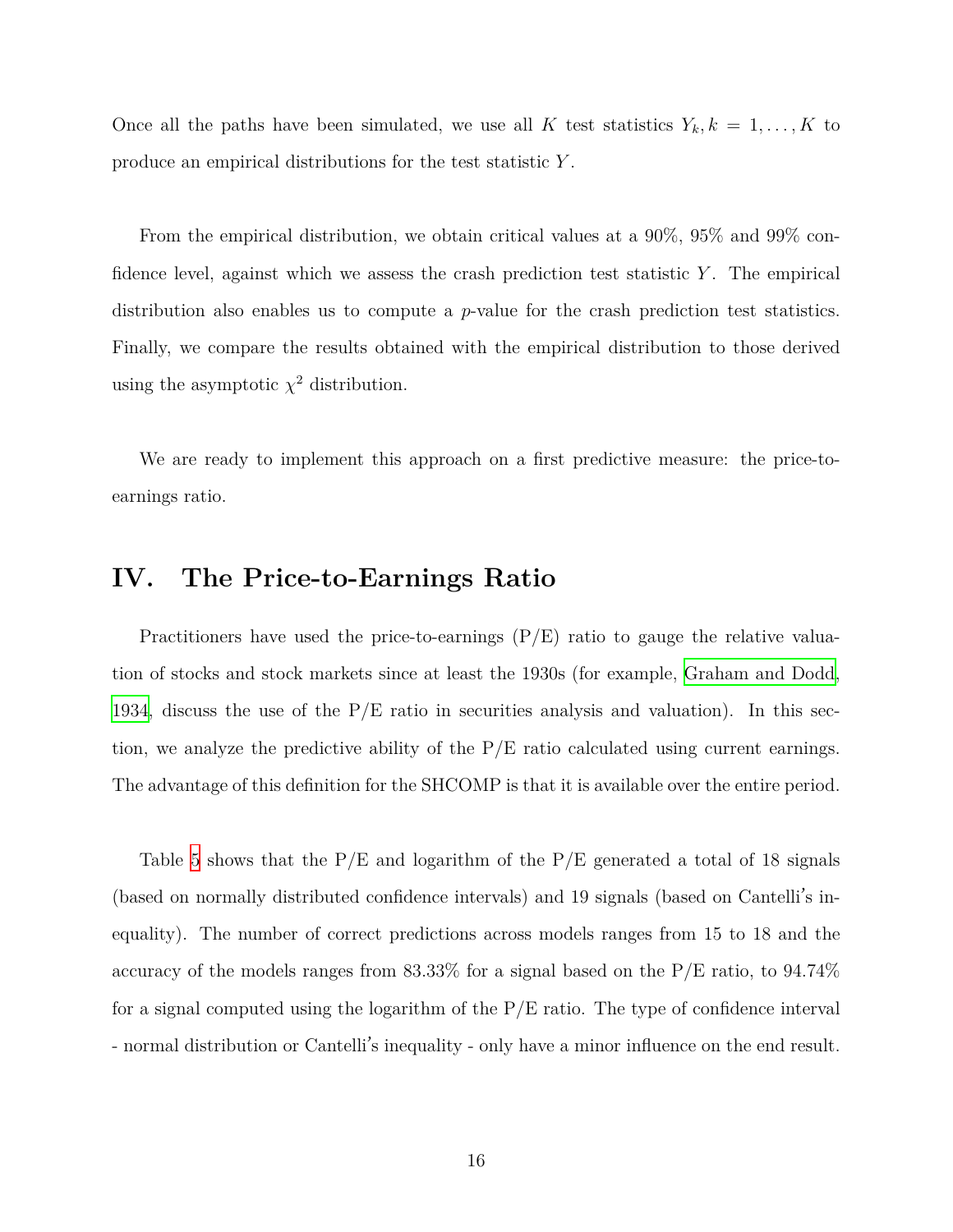Once all the paths have been simulated, we use all $K$ test statistics $Y_k, k = 1, \ldots, K$ to produce an empirical distributions for the test statistic $Y$.

From the empirical distribution, we obtain critical values at a 90%, 95% and 99% confidence level, against which we assess the crash prediction test statistic $Y$. The empirical distribution also enables us to compute a *p*-value for the crash prediction test statistics. Finally, we compare the results obtained with the empirical distribution to those derived using the asymptotic $\chi^2$ distribution.

We are ready to implement this approach on a first predictive measure: the price-to-earnings ratio.

# IV. The Price-to-Earnings Ratio

Practitioners have used the price-to-earnings (P/E) ratio to gauge the relative valuation of stocks and stock markets since at least the 1930s (for example, Graham and Dodd, 1934, discuss the use of the P/E ratio in securities analysis and valuation). In this section, we analyze the predictive ability of the P/E ratio calculated using current earnings. The advantage of this definition for the SHCOMP is that it is available over the entire period.

Table 5 shows that the P/E and logarithm of the P/E generated a total of 18 signals (based on normally distributed confidence intervals) and 19 signals (based on Cantelli's inequality). The number of correct predictions across models ranges from 15 to 18 and the accuracy of the models ranges from 83.33% for a signal based on the P/E ratio, to 94.74% for a signal computed using the logarithm of the P/E ratio. The type of confidence interval - normal distribution or Cantelli's inequality - only have a minor influence on the end result.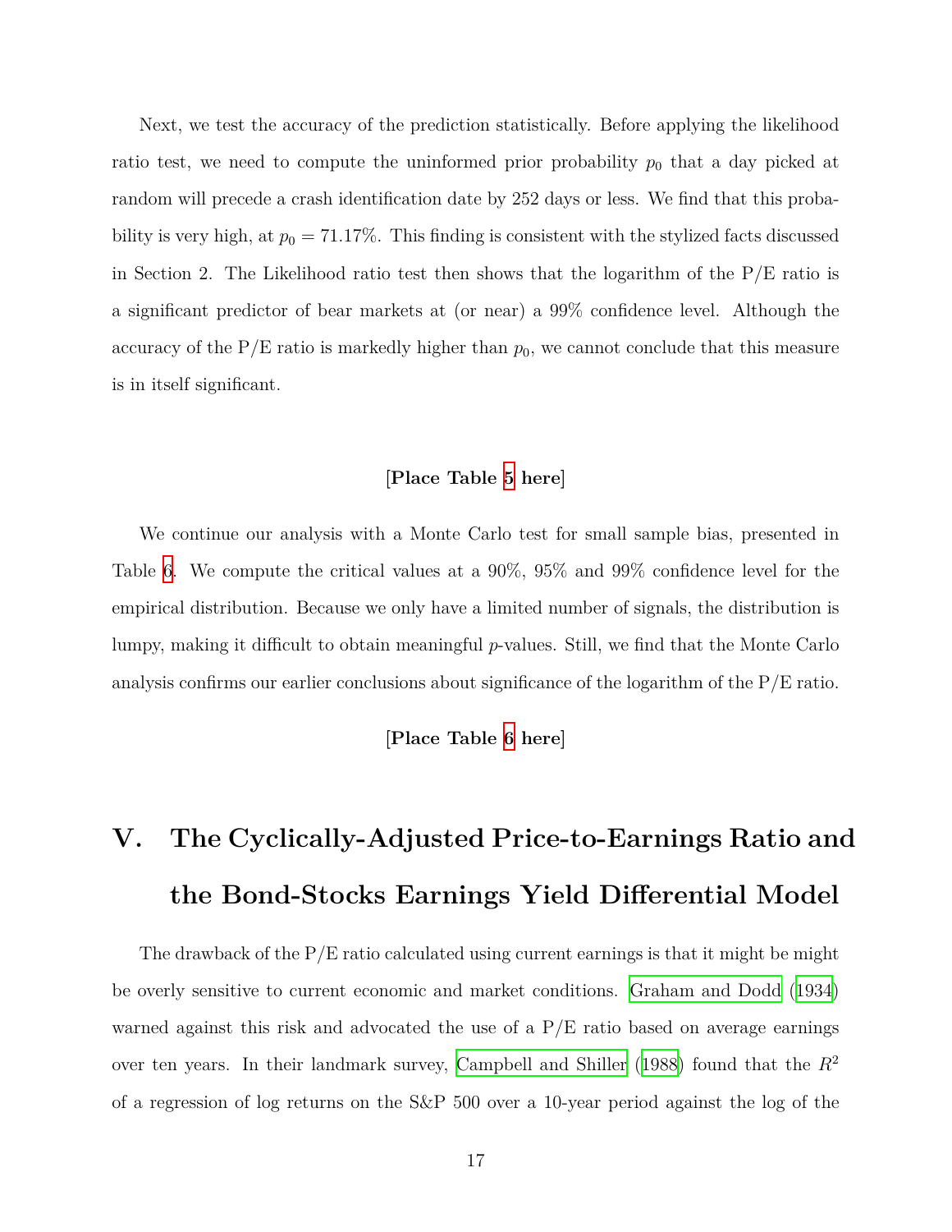Next, we test the accuracy of the prediction statistically. Before applying the likelihood ratio test, we need to compute the uninformed prior probability $p_0$ that a day picked at random will precede a crash identification date by 252 days or less. We find that this probability is very high, at $p_0 = 71.17\%$. This finding is consistent with the stylized facts discussed in Section 2. The Likelihood ratio test then shows that the logarithm of the P/E ratio is a significant predictor of bear markets at (or near) a 99% confidence level. Although the accuracy of the P/E ratio is markedly higher than $p_0$, we cannot conclude that this measure is in itself significant.

**[Place Table 5 here]**

We continue our analysis with a Monte Carlo test for small sample bias, presented in Table 6. We compute the critical values at a 90%, 95% and 99% confidence level for the empirical distribution. Because we only have a limited number of signals, the distribution is lumpy, making it difficult to obtain meaningful *p*-values. Still, we find that the Monte Carlo analysis confirms our earlier conclusions about significance of the logarithm of the P/E ratio.

**[Place Table 6 here]**

# V. The Cyclically-Adjusted Price-to-Earnings Ratio and the Bond-Stocks Earnings Yield Differential Model

The drawback of the P/E ratio calculated using current earnings is that it might be might be overly sensitive to current economic and market conditions. Graham and Dodd (1934) warned against this risk and advocated the use of a P/E ratio based on average earnings over ten years. In their landmark survey, Campbell and Shiller (1988) found that the $R^2$ of a regression of log returns on the S&P 500 over a 10-year period against the log of the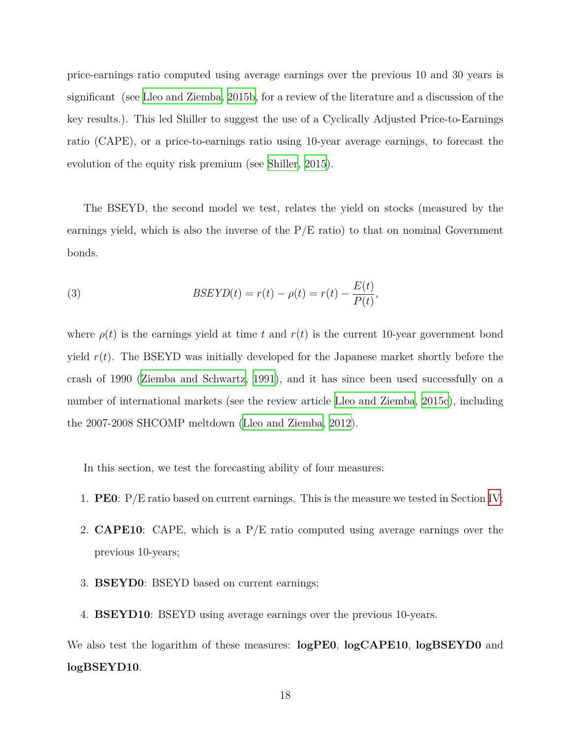price-earnings ratio computed using average earnings over the previous 10 and 30 years is significant (see Lleo and Ziemba, 2015b, for a review of the literature and a discussion of the key results.). This led Shiller to suggest the use of a Cyclically Adjusted Price-to-Earnings ratio (CAPE), or a price-to-earnings ratio using 10-year average earnings, to forecast the evolution of the equity risk premium (see Shiller, 2015).

The BSEYD, the second model we test, relates the yield on stocks (measured by the earnings yield, which is also the inverse of the P/E ratio) to that on nominal Government bonds.

$$BSEYD(t) = r(t) - \rho(t) = r(t) - \frac{E(t)}{P(t)}, \tag{3}$$

where $\rho(t)$ is the earnings yield at time $t$ and $r(t)$ is the current 10-year government bond yield $r(t)$. The BSEYD was initially developed for the Japanese market shortly before the crash of 1990 (Ziemba and Schwartz, 1991), and it has since been used successfully on a number of international markets (see the review article Lleo and Ziemba, 2015c), including the 2007-2008 SHCOMP meltdown (Lleo and Ziemba, 2012).

In this section, we test the forecasting ability of four measures:

1. **PE0**: P/E ratio based on current earnings. This is the measure we tested in Section IV;
2. **CAPE10**: CAPE, which is a P/E ratio computed using average earnings over the previous 10-years;
3. **BSEYD0**: BSEYD based on current earnings;
4. **BSEYD10**: BSEYD using average earnings over the previous 10-years.

We also test the logarithm of these measures: **logPE0**, **logCAPE10**, **logBSEYD0** and **logBSEYD10**.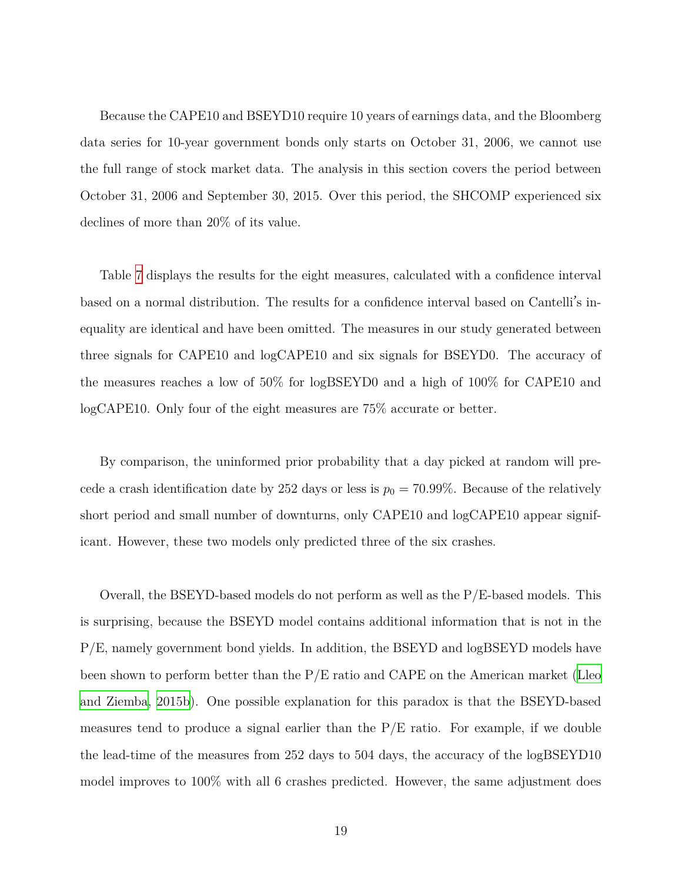Because the CAPE10 and BSEYD10 require 10 years of earnings data, and the Bloomberg data series for 10-year government bonds only starts on October 31, 2006, we cannot use the full range of stock market data. The analysis in this section covers the period between October 31, 2006 and September 30, 2015. Over this period, the SHCOMP experienced six declines of more than 20% of its value.

Table 7 displays the results for the eight measures, calculated with a confidence interval based on a normal distribution. The results for a confidence interval based on Cantelli's inequality are identical and have been omitted. The measures in our study generated between three signals for CAPE10 and logCAPE10 and six signals for BSEYD0. The accuracy of the measures reaches a low of 50% for logBSEYD0 and a high of 100% for CAPE10 and logCAPE10. Only four of the eight measures are 75% accurate or better.

By comparison, the uninformed prior probability that a day picked at random will precede a crash identification date by 252 days or less is $p_0 = 70.99\%$. Because of the relatively short period and small number of downturns, only CAPE10 and logCAPE10 appear significant. However, these two models only predicted three of the six crashes.

Overall, the BSEYD-based models do not perform as well as the P/E-based models. This is surprising, because the BSEYD model contains additional information that is not in the P/E, namely government bond yields. In addition, the BSEYD and logBSEYD models have been shown to perform better than the P/E ratio and CAPE on the American market (Lleo and Ziemba, 2015b). One possible explanation for this paradox is that the BSEYD-based measures tend to produce a signal earlier than the P/E ratio. For example, if we double the lead-time of the measures from 252 days to 504 days, the accuracy of the logBSEYD10 model improves to 100% with all 6 crashes predicted. However, the same adjustment does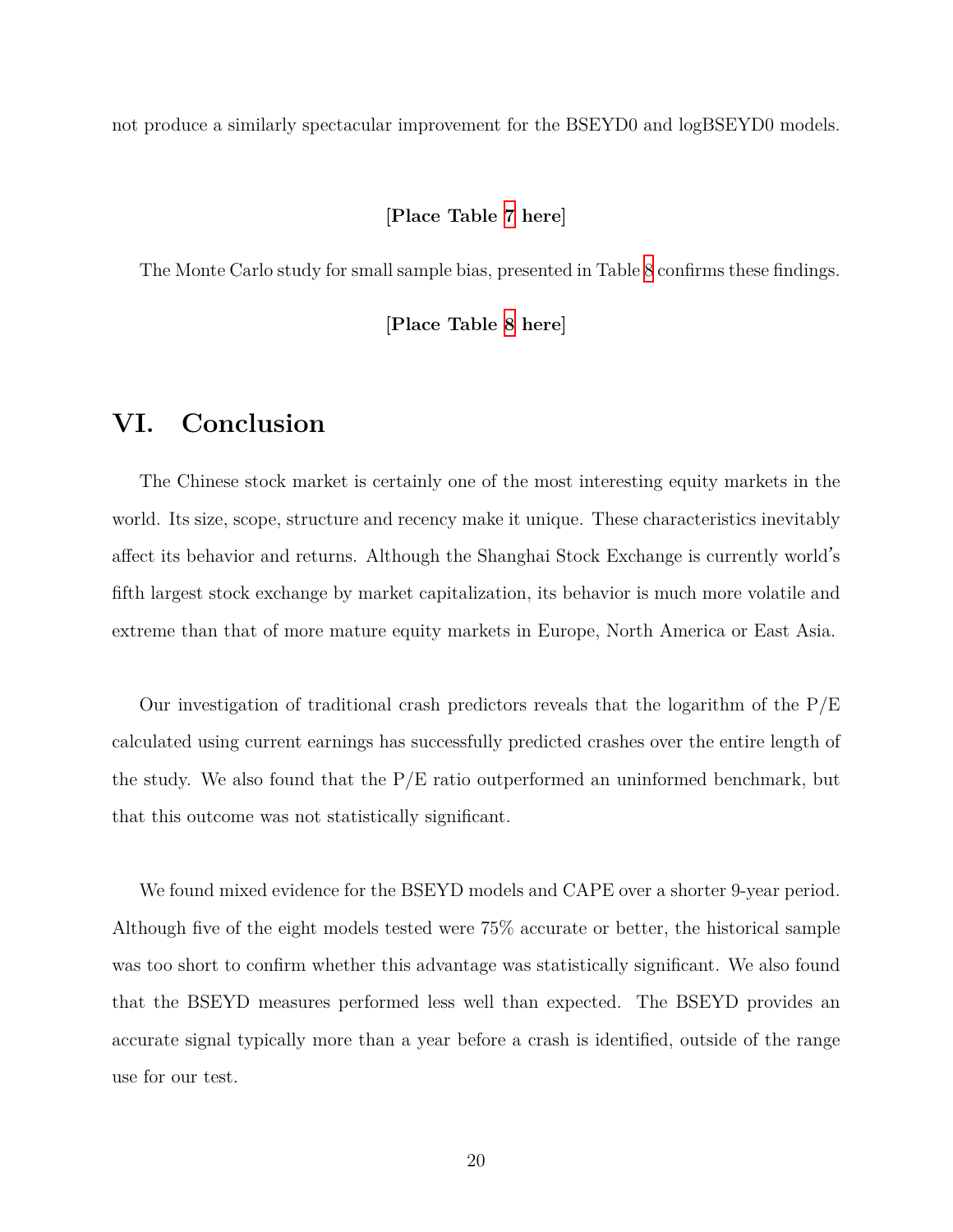not produce a similarly spectacular improvement for the BSEYD0 and logBSEYD0 models.

**[Place Table 7 here]**

The Monte Carlo study for small sample bias, presented in Table 8 confirms these findings.

**[Place Table 8 here]**

# VI. Conclusion

The Chinese stock market is certainly one of the most interesting equity markets in the world. Its size, scope, structure and recency make it unique. These characteristics inevitably affect its behavior and returns. Although the Shanghai Stock Exchange is currently world's fifth largest stock exchange by market capitalization, its behavior is much more volatile and extreme than that of more mature equity markets in Europe, North America or East Asia.

Our investigation of traditional crash predictors reveals that the logarithm of the P/E calculated using current earnings has successfully predicted crashes over the entire length of the study. We also found that the P/E ratio outperformed an uninformed benchmark, but that this outcome was not statistically significant.

We found mixed evidence for the BSEYD models and CAPE over a shorter 9-year period. Although five of the eight models tested were 75% accurate or better, the historical sample was too short to confirm whether this advantage was statistically significant. We also found that the BSEYD measures performed less well than expected. The BSEYD provides an accurate signal typically more than a year before a crash is identified, outside of the range use for our test.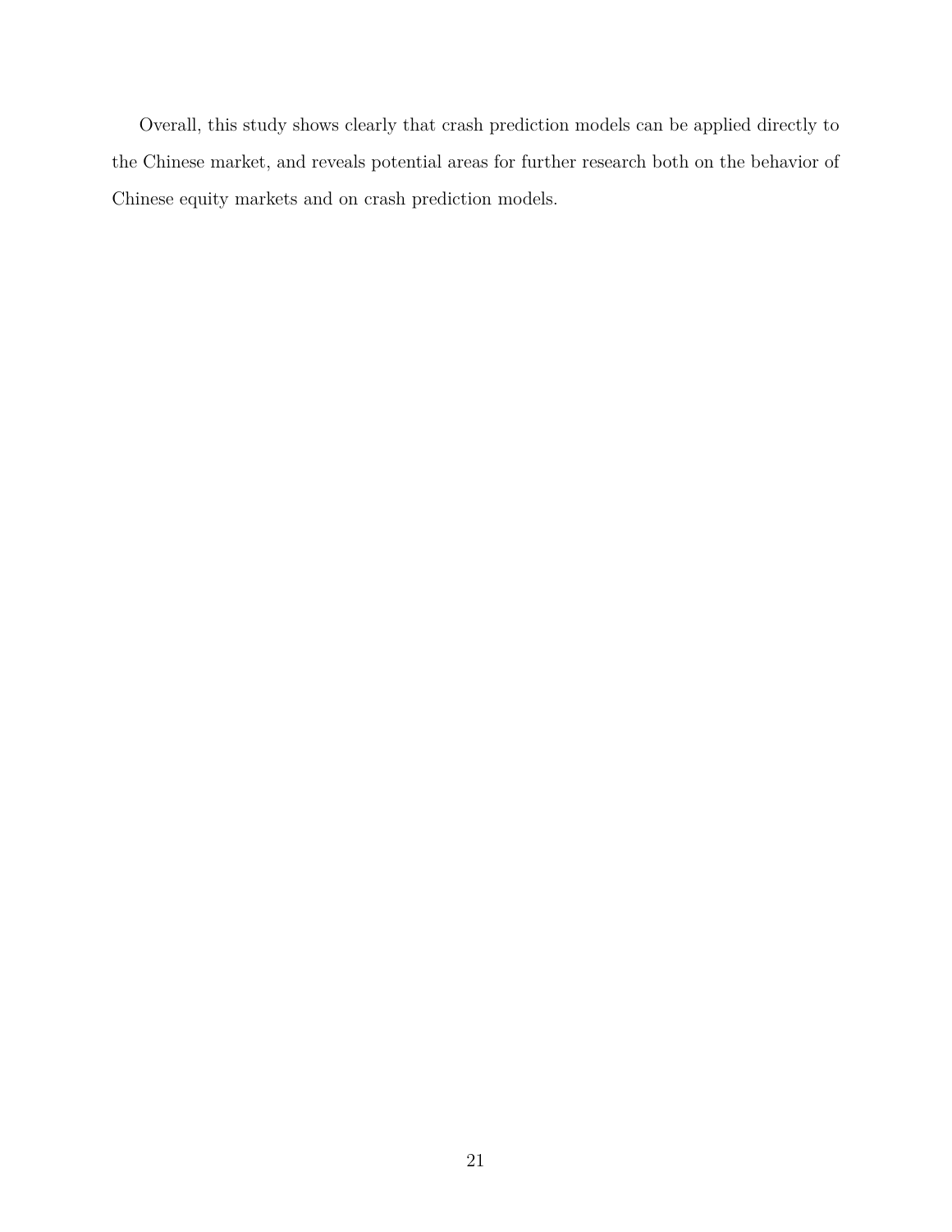Overall, this study shows clearly that crash prediction models can be applied directly to the Chinese market, and reveals potential areas for further research both on the behavior of Chinese equity markets and on crash prediction models.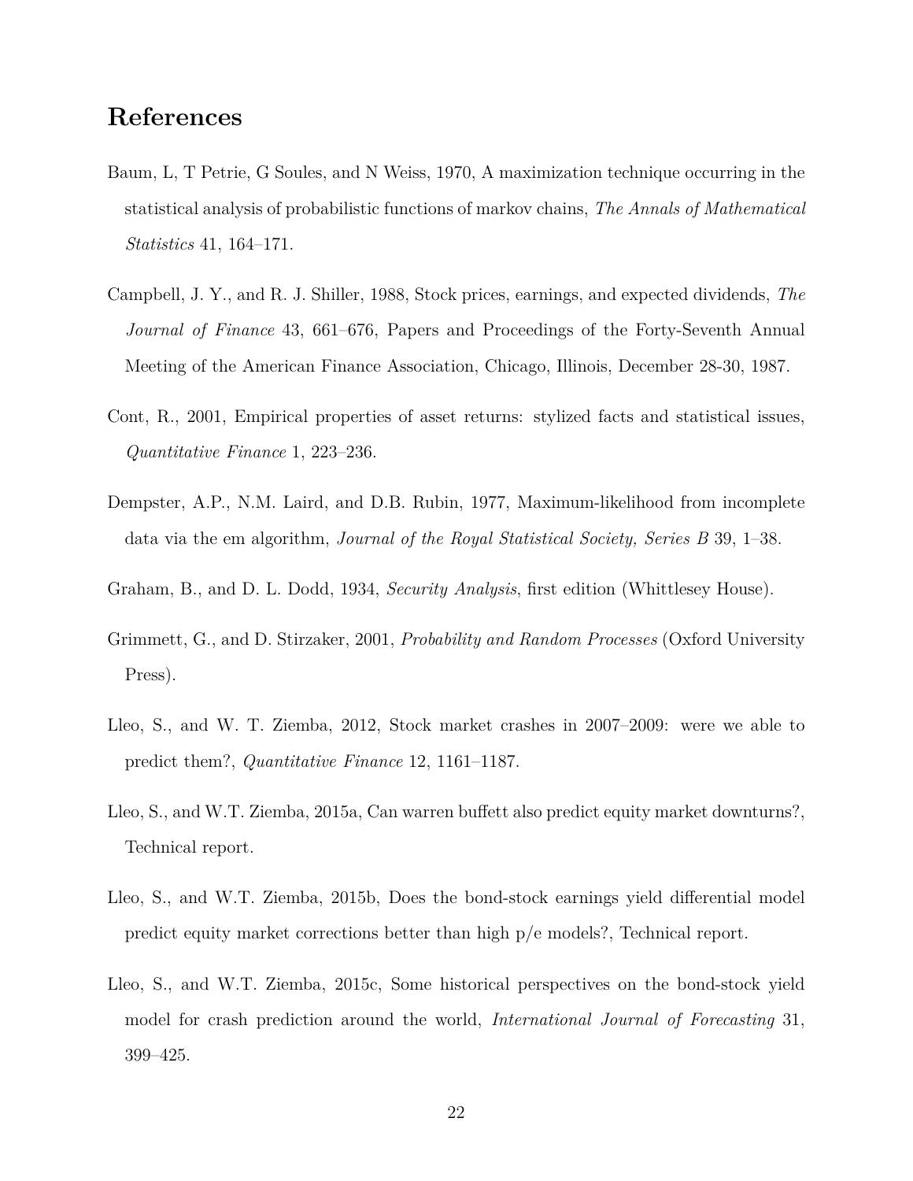# References

Baum, L, T Petrie, G Soules, and N Weiss, 1970, A maximization technique occurring in the statistical analysis of probabilistic functions of markov chains, *The Annals of Mathematical Statistics* 41, 164–171.

Campbell, J. Y., and R. J. Shiller, 1988, Stock prices, earnings, and expected dividends, *The Journal of Finance* 43, 661–676, Papers and Proceedings of the Forty-Seventh Annual Meeting of the American Finance Association, Chicago, Illinois, December 28-30, 1987.

Cont, R., 2001, Empirical properties of asset returns: stylized facts and statistical issues, *Quantitative Finance* 1, 223–236.

Dempster, A.P., N.M. Laird, and D.B. Rubin, 1977, Maximum-likelihood from incomplete data via the em algorithm, *Journal of the Royal Statistical Society, Series B* 39, 1–38.

Graham, B., and D. L. Dodd, 1934, *Security Analysis*, first edition (Whittlesey House).

Grimmett, G., and D. Stirzaker, 2001, *Probability and Random Processes* (Oxford University Press).

Lleo, S., and W. T. Ziemba, 2012, Stock market crashes in 2007–2009: were we able to predict them?, *Quantitative Finance* 12, 1161–1187.

Lleo, S., and W.T. Ziemba, 2015a, Can warren buffett also predict equity market downturns?, Technical report.

Lleo, S., and W.T. Ziemba, 2015b, Does the bond-stock earnings yield differential model predict equity market corrections better than high p/e models?, Technical report.

Lleo, S., and W.T. Ziemba, 2015c, Some historical perspectives on the bond-stock yield model for crash prediction around the world, *International Journal of Forecasting* 31, 399–425.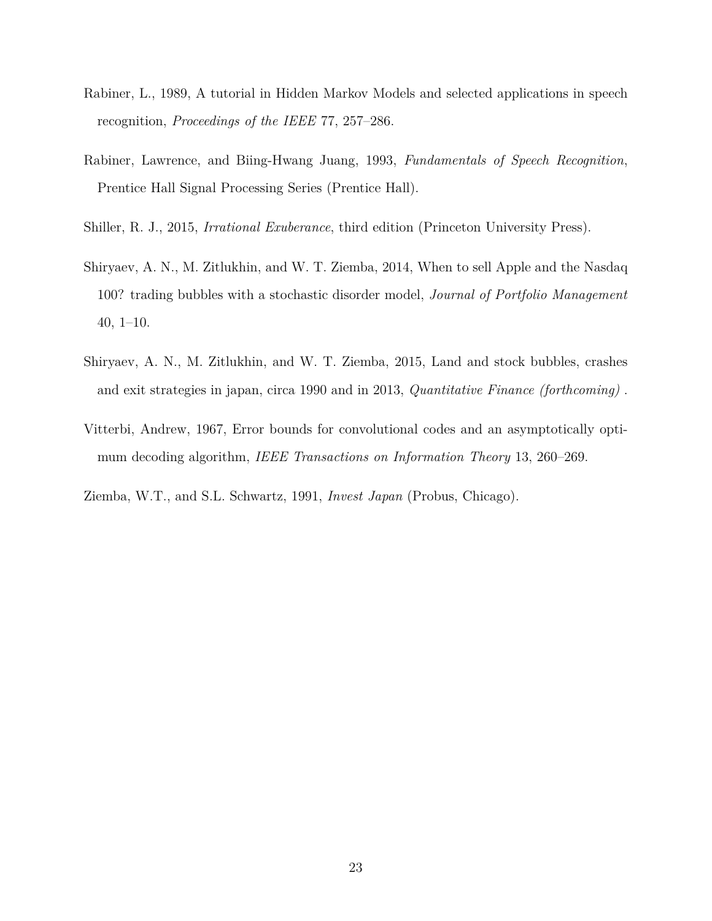Rabiner, L., 1989, A tutorial in Hidden Markov Models and selected applications in speech recognition, *Proceedings of the IEEE* 77, 257–286.

Rabiner, Lawrence, and Biing-Hwang Juang, 1993, *Fundamentals of Speech Recognition*, Prentice Hall Signal Processing Series (Prentice Hall).

Shiller, R. J., 2015, *Irrational Exuberance*, third edition (Princeton University Press).

Shiryaev, A. N., M. Zitlukhin, and W. T. Ziemba, 2014, When to sell Apple and the Nasdaq 100? trading bubbles with a stochastic disorder model, *Journal of Portfolio Management* 40, 1–10.

Shiryaev, A. N., M. Zitlukhin, and W. T. Ziemba, 2015, Land and stock bubbles, crashes and exit strategies in japan, circa 1990 and in 2013, *Quantitative Finance (forthcoming)* .

Vitterbi, Andrew, 1967, Error bounds for convolutional codes and an asymptotically optimum decoding algorithm, *IEEE Transactions on Information Theory* 13, 260–269.

Ziemba, W.T., and S.L. Schwartz, 1991, *Invest Japan* (Probus, Chicago).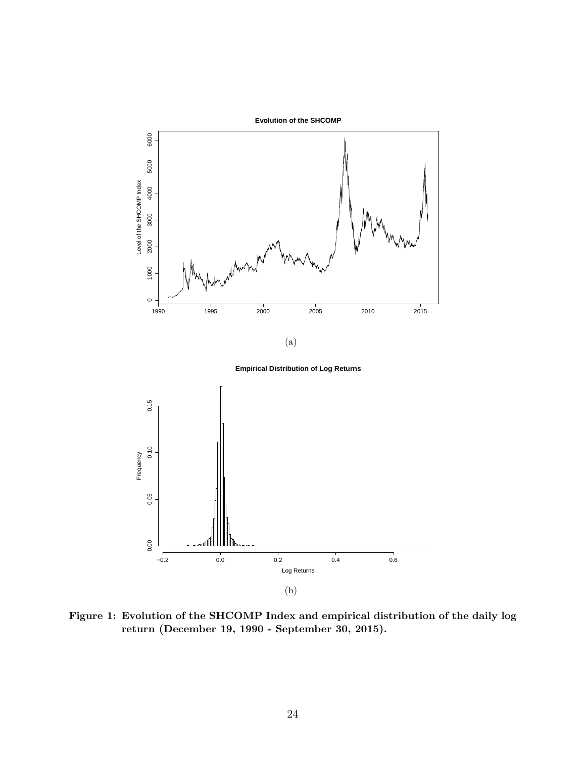**Figure 1: Evolution of the SHCOMP Index and empirical distribution of the daily log return (December 19, 1990 - September 30, 2015).**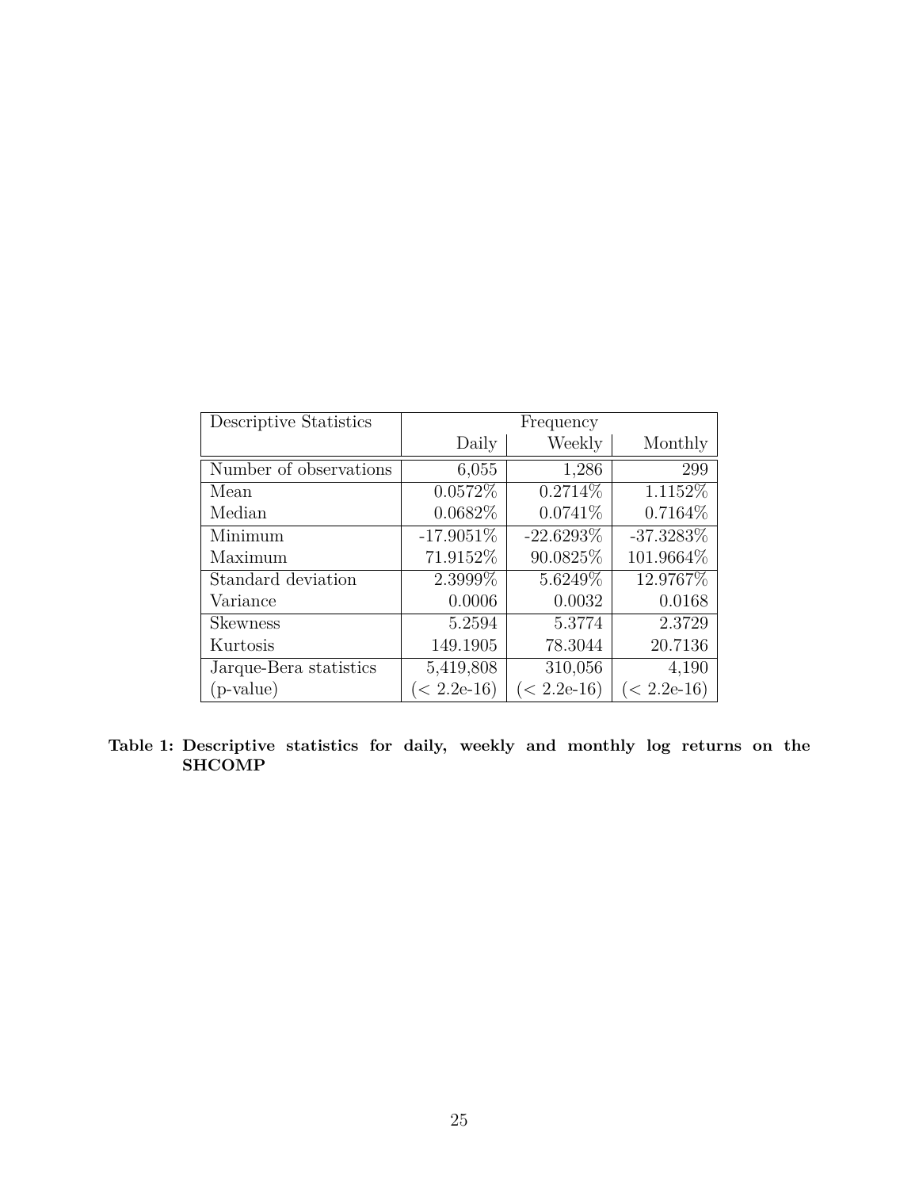| Descriptive Statistics | Frequency | | |
|---|---|---|---|
| | Daily | Weekly | Monthly |
| Number of observations | 6,055 | 1,286 | 299 |
| Mean | 0.0572% | 0.2714% | 1.1152% |
| Median | 0.0682% | 0.0741% | 0.7164% |
| Minimum | -17.9051% | -22.6293% | -37.3283% |
| Maximum | 71.9152% | 90.0825% | 101.9664% |
| Standard deviation | 2.3999% | 5.6249% | 12.9767% |
| Variance | 0.0006 | 0.0032 | 0.0168 |
| Skewness | 5.2594 | 5.3774 | 2.3729 |
| Kurtosis | 149.1905 | 78.3044 | 20.7136 |
| Jarque-Bera statistics | 5,419,808 | 310,056 | 4,190 |
| (p-value) | (< 2.2e-16) | (< 2.2e-16) | (< 2.2e-16) |

**Table 1: Descriptive statistics for daily, weekly and monthly log returns on the SHCOMP**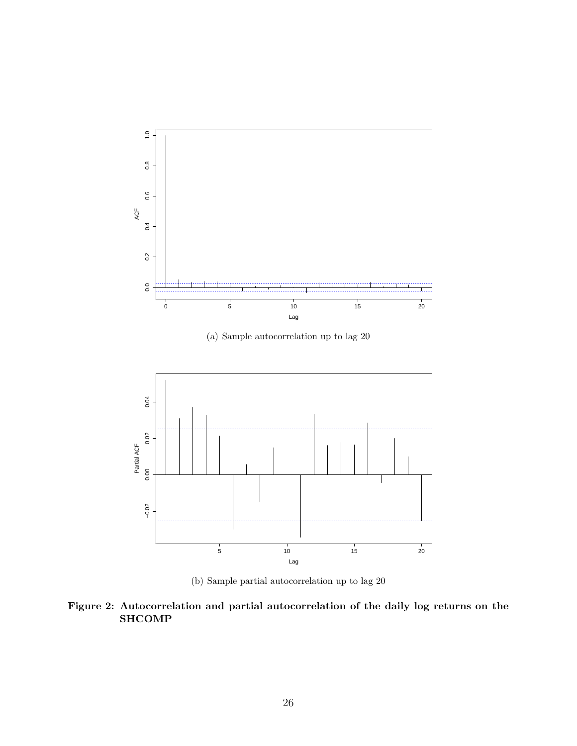(a) Sample autocorrelation up to lag 20

(b) Sample partial autocorrelation up to lag 20

**Figure 2: Autocorrelation and partial autocorrelation of the daily log returns on the SHCOMP**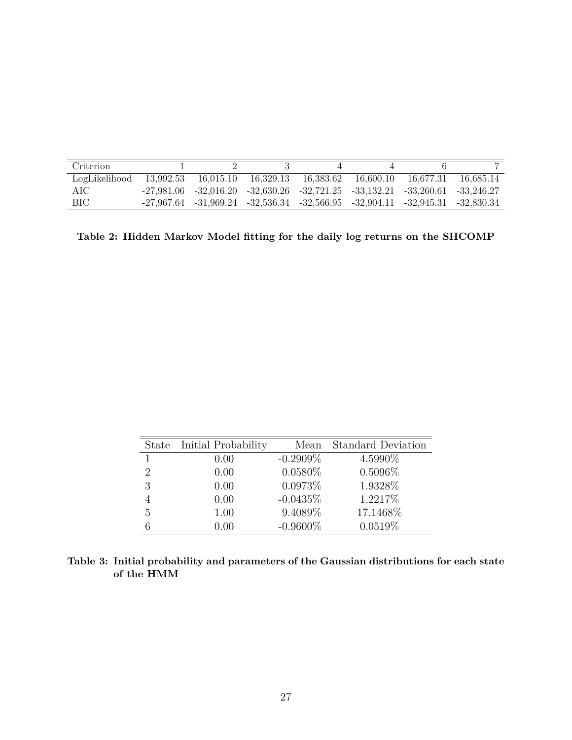| Criterion | 1 | 2 | 3 | 4 | 4 | 6 | 7 |
|---|---|---|---|---|---|---|---|
| LogLikelihood | 13,992.53 | 16,015.10 | 16,329.13 | 16,383.62 | 16,600.10 | 16,677.31 | 16,685.14 |
| AIC | -27,981.06 | -32,016.20 | -32,630.26 | -32,721.25 | -33,132.21 | -33,260.61 | -33,246.27 |
| BIC | -27,967.64 | -31,969.24 | -32,536.34 | -32,566.95 | -32,904.11 | -32,945.31 | -32,830.34 |

**Table 2: Hidden Markov Model fitting for the daily log returns on the SHCOMP**

| State | Initial Probability | Mean | Standard Deviation |
|---|---|---|---|
| 1 | 0.00 | -0.2909% | 4.5990% |
| 2 | 0.00 | 0.0580% | 0.5096% |
| 3 | 0.00 | 0.0973% | 1.9328% |
| 4 | 0.00 | -0.0435% | 1.2217% |
| 5 | 1.00 | 9.4089% | 17.1468% |
| 6 | 0.00 | -0.9600% | 0.0519% |

**Table 3: Initial probability and parameters of the Gaussian distributions for each state of the HMM**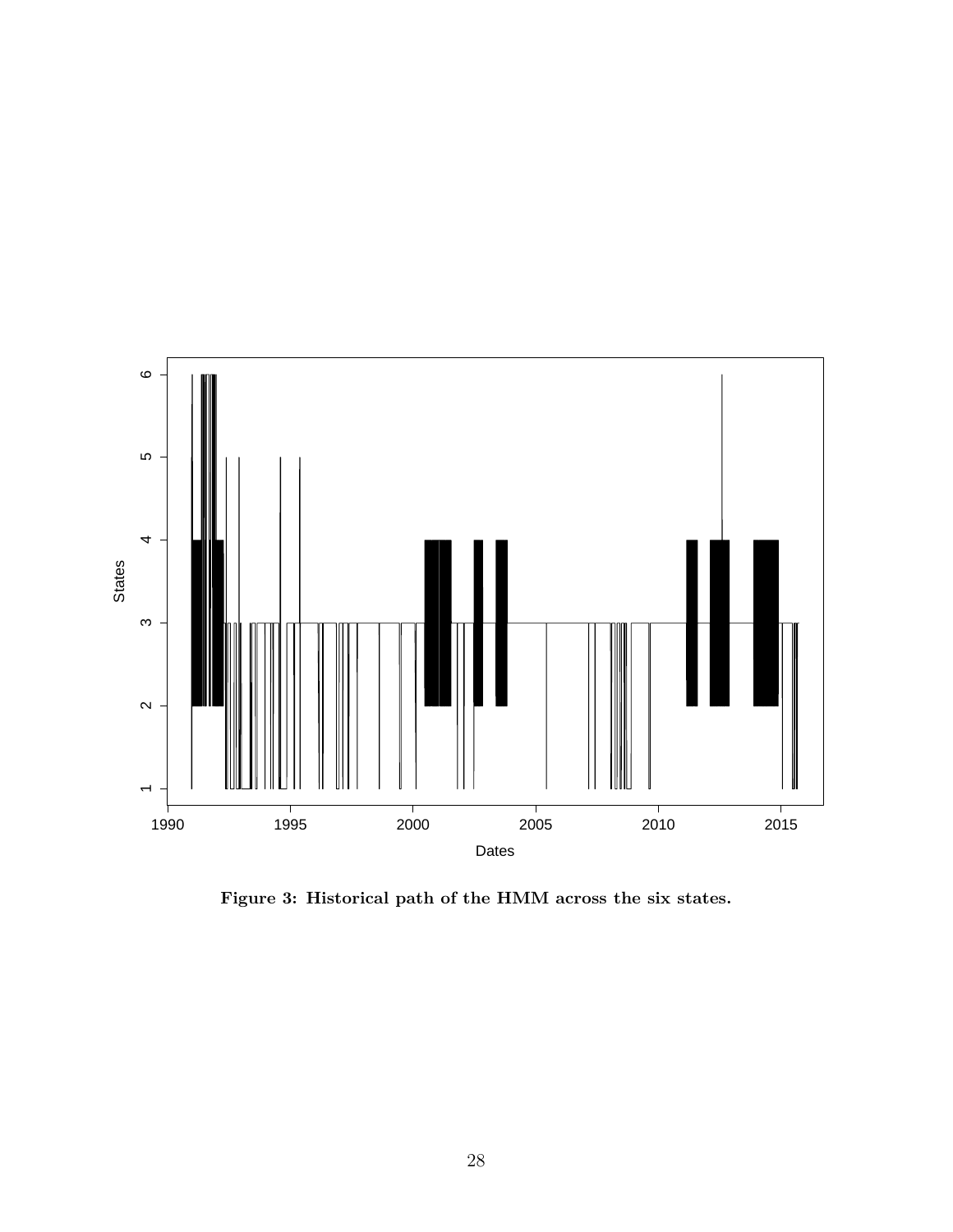**Figure 3: Historical path of the HMM across the six states.**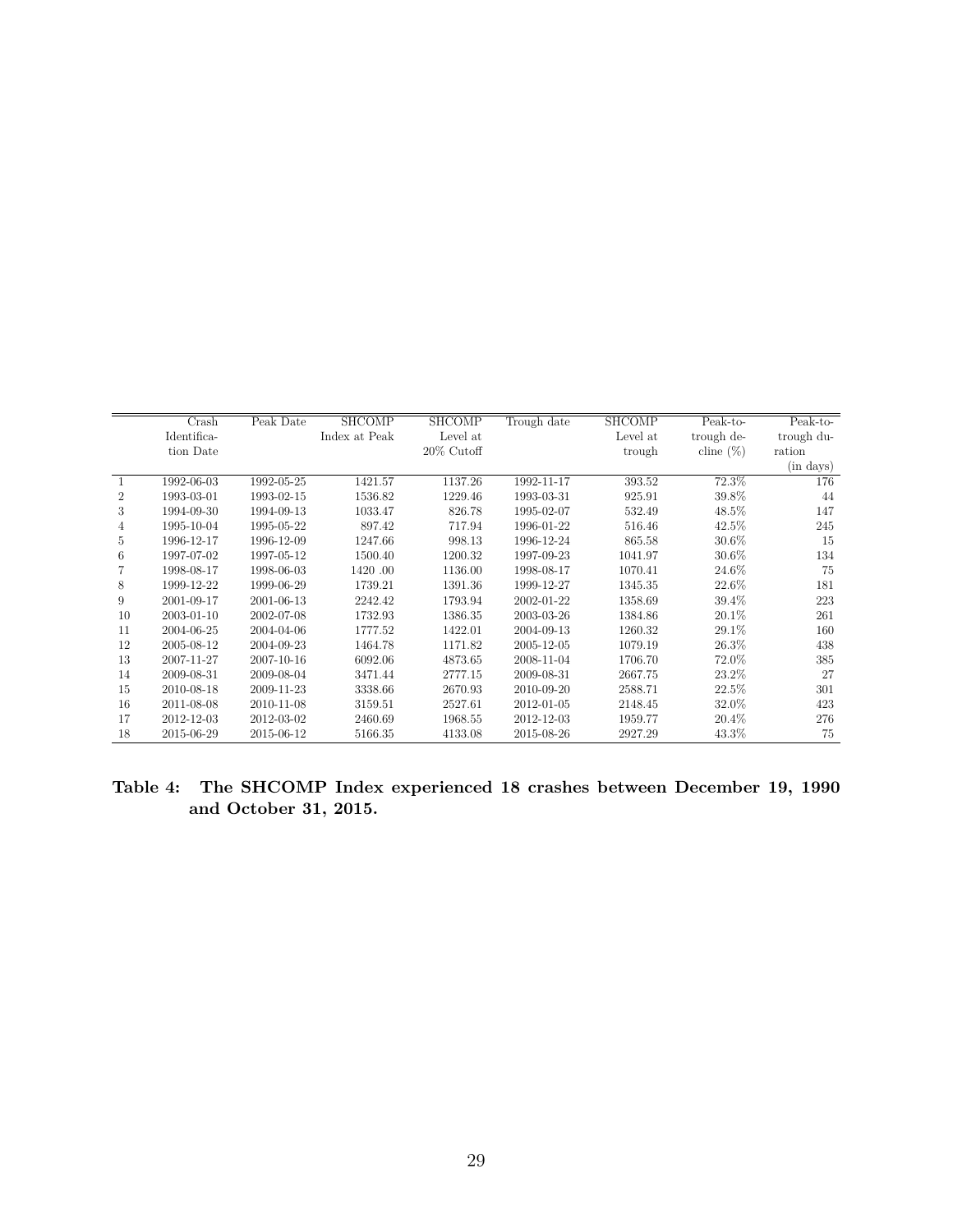| | Crash Identification Date | Peak Date | SHCOMP Index at Peak | SHCOMP Level at 20% Cutoff | Trough date | SHCOMP Level at trough | Peak-to-trough decline (%) | Peak-to-trough duration (in days) |
|---|---|---|---|---|---|---|---|---|
| 1 | 1992-06-03 | 1992-05-25 | 1421.57 | 1137.26 | 1992-11-17 | 393.52 | 72.3% | 176 |
| 2 | 1993-03-01 | 1993-02-15 | 1536.82 | 1229.46 | 1993-03-31 | 925.91 | 39.8% | 44 |
| 3 | 1994-09-30 | 1994-09-13 | 1033.47 | 826.78 | 1995-02-07 | 532.49 | 48.5% | 147 |
| 4 | 1995-10-04 | 1995-05-22 | 897.42 | 717.94 | 1996-01-22 | 516.46 | 42.5% | 245 |
| 5 | 1996-12-17 | 1996-12-09 | 1247.66 | 998.13 | 1996-12-24 | 865.58 | 30.6% | 15 |
| 6 | 1997-07-02 | 1997-05-12 | 1500.40 | 1200.32 | 1997-09-23 | 1041.97 | 30.6% | 134 |
| 7 | 1998-08-17 | 1998-06-03 | 1420 .00 | 1136.00 | 1998-08-17 | 1070.41 | 24.6% | 75 |
| 8 | 1999-12-22 | 1999-06-29 | 1739.21 | 1391.36 | 1999-12-27 | 1345.35 | 22.6% | 181 |
| 9 | 2001-09-17 | 2001-06-13 | 2242.42 | 1793.94 | 2002-01-22 | 1358.69 | 39.4% | 223 |
| 10 | 2003-01-10 | 2002-07-08 | 1732.93 | 1386.35 | 2003-03-26 | 1384.86 | 20.1% | 261 |
| 11 | 2004-06-25 | 2004-04-06 | 1777.52 | 1422.01 | 2004-09-13 | 1260.32 | 29.1% | 160 |
| 12 | 2005-08-12 | 2004-09-23 | 1464.78 | 1171.82 | 2005-12-05 | 1079.19 | 26.3% | 438 |
| 13 | 2007-11-27 | 2007-10-16 | 6092.06 | 4873.65 | 2008-11-04 | 1706.70 | 72.0% | 385 |
| 14 | 2009-08-31 | 2009-08-04 | 3471.44 | 2777.15 | 2009-08-31 | 2667.75 | 23.2% | 27 |
| 15 | 2010-08-18 | 2009-11-23 | 3338.66 | 2670.93 | 2010-09-20 | 2588.71 | 22.5% | 301 |
| 16 | 2011-08-08 | 2010-11-08 | 3159.51 | 2527.61 | 2012-01-05 | 2148.45 | 32.0% | 423 |
| 17 | 2012-12-03 | 2012-03-02 | 2460.69 | 1968.55 | 2012-12-03 | 1959.77 | 20.4% | 276 |
| 18 | 2015-06-29 | 2015-06-12 | 5166.35 | 4133.08 | 2015-08-26 | 2927.29 | 43.3% | 75 |

**Table 4: The SHCOMP Index experienced 18 crashes between December 19, 1990 and October 31, 2015.**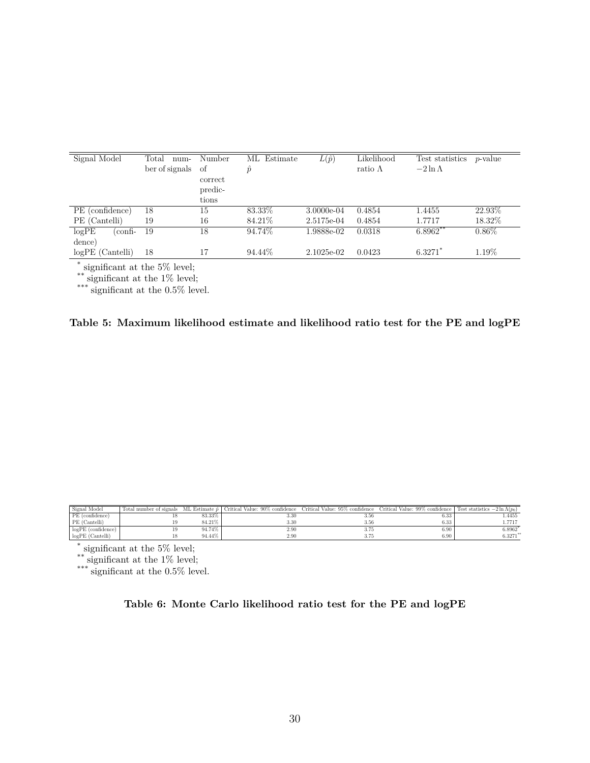| Signal Model | Total number of signals | Number of correct predictions | ML Estimate $\hat{p}$ | $L(\hat{p})$ | Likelihood ratio $\Lambda$ | Test statistics $-2\ln\Lambda$ | $p$-value |
|---|---|---|---|---|---|---|---|
| PE (confidence) | 18 | 15 | 83.33% | 3.0000e-04 | 0.4854 | 1.4455 | 22.93% |
| PE (Cantelli) | 19 | 16 | 84.21% | 2.5175e-04 | 0.4854 | 1.7717 | 18.32% |
| logPE (confidence) | 19 | 18 | 94.74% | 1.9888e-02 | 0.0318 | 6.8962** | 0.86% |
| logPE (Cantelli) | 18 | 17 | 94.44% | 2.1025e-02 | 0.0423 | 6.3271* | 1.19% |

\* significant at the 5% level;
\*\* significant at the 1% level;
\*\*\* significant at the 0.5% level.

**Table 5: Maximum likelihood estimate and likelihood ratio test for the PE and logPE**

| Signal Model | Total number of signals | ML Estimate $\hat{p}$ | Critical Value: 90% confidence | Critical Value: 95% confidence | Critical Value: 99% confidence | Test statistics $-2\ln\Lambda(p_0)$ |
|---|---|---|---|---|---|---|
| PE (confidence) | 18 | 83.33% | 3.30 | 3.56 | 6.33 | 1.4455 |
| PE (Cantelli) | 19 | 84.21% | 3.30 | 3.56 | 6.33 | 1.7717 |
| logPE (confidence) | 19 | 94.74% | 2.90 | 3.75 | 6.90 | 6.8962* |
| logPE (Cantelli) | 18 | 94.44% | 2.90 | 3.75 | 6.90 | 6.3271** |

\* significant at the 5% level;
\*\* significant at the 1% level;
\*\*\* significant at the 0.5% level.

**Table 6: Monte Carlo likelihood ratio test for the PE and logPE**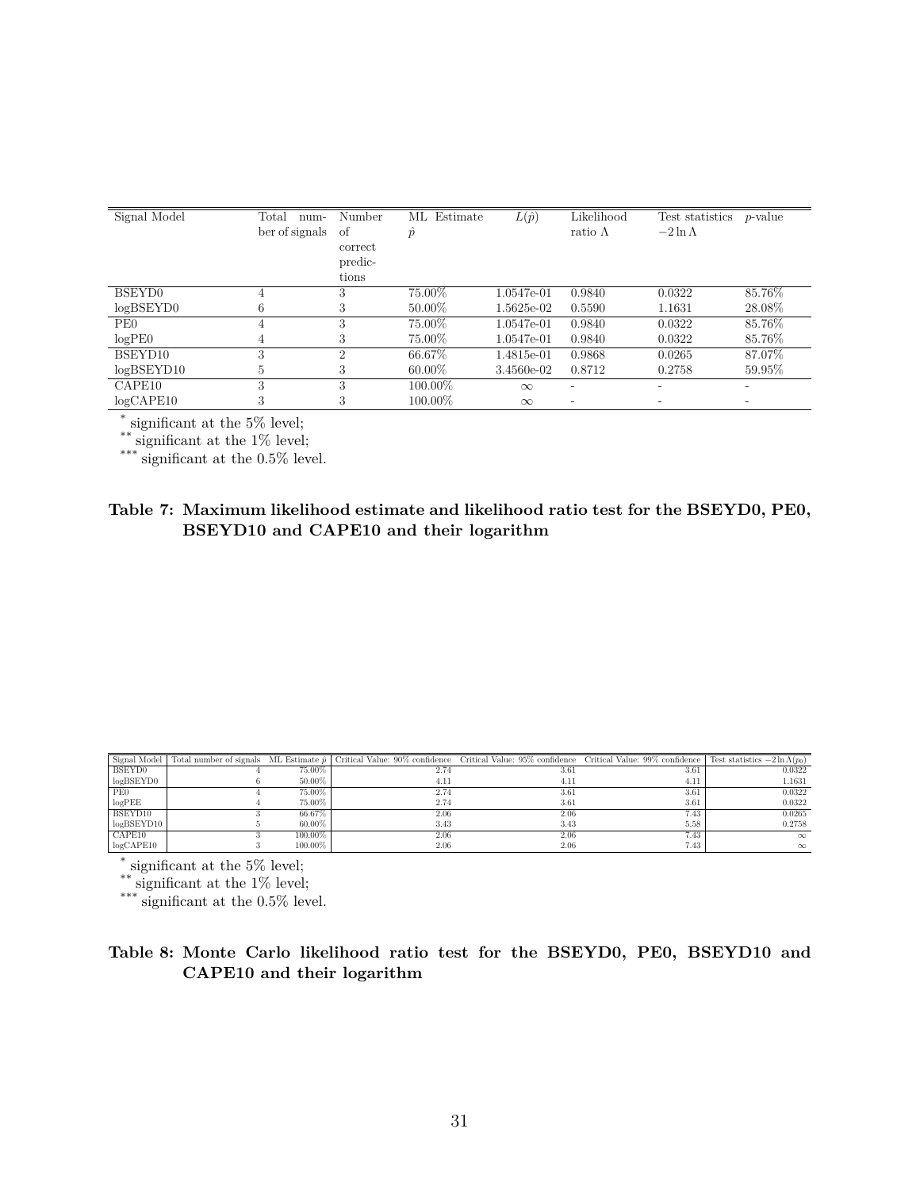| Signal Model | Total number of signals | Number of correct predictions | ML Estimate $\hat{p}$ | $L(\hat{p})$ | Likelihood ratio $\Lambda$ | Test statistics $-2\ln\Lambda$ | $p$-value |
|---|---|---|---|---|---|---|---|
| BSEYD0 | 4 | 3 | 75.00% | 1.0547e-01 | 0.9840 | 0.0322 | 85.76% |
| logBSEYD0 | 6 | 3 | 50.00% | 1.5625e-02 | 0.5590 | 1.1631 | 28.08% |
| PE0 | 4 | 3 | 75.00% | 1.0547e-01 | 0.9840 | 0.0322 | 85.76% |
| logPE0 | 4 | 3 | 75.00% | 1.0547e-01 | 0.9840 | 0.0322 | 85.76% |
| BSEYD10 | 3 | 2 | 66.67% | 1.4815e-01 | 0.9868 | 0.0265 | 87.07% |
| logBSEYD10 | 5 | 3 | 60.00% | 3.4560e-02 | 0.8712 | 0.2758 | 59.95% |
| CAPE10 | 3 | 3 | 100.00% | $\infty$ | - | - | - |
| logCAPE10 | 3 | 3 | 100.00% | $\infty$ | - | - | - |

\* significant at the 5% level;
\*\* significant at the 1% level;
\*\*\* significant at the 0.5% level.

**Table 7: Maximum likelihood estimate and likelihood ratio test for the BSEYD0, PE0, BSEYD10 and CAPE10 and their logarithm**

| Signal Model | Total number of signals | ML Estimate $\hat{p}$ | Critical Value: 90% confidence | Critical Value: 95% confidence | Critical Value: 99% confidence | Test statistics $-2\ln\Lambda(p_0)$ |
|---|---|---|---|---|---|---|
| BSEYD0 | 4 | 75.00% | 2.74 | 3.61 | 3.61 | 0.0322 |
| logBSEYD0 | 6 | 50.00% | 4.11 | 4.11 | 4.11 | 1.1631 |
| PE0 | 4 | 75.00% | 2.74 | 3.61 | 3.61 | 0.0322 |
| logPEE | 4 | 75.00% | 2.74 | 3.61 | 3.61 | 0.0322 |
| BSEYD10 | 3 | 66.67% | 2.06 | 2.06 | 7.43 | 0.0265 |
| logBSEYD10 | 5 | 60.00% | 3.43 | 3.43 | 5.58 | 0.2758 |
| CAPE10 | 3 | 100.00% | 2.06 | 2.06 | 7.43 | $\infty$ |
| logCAPE10 | 3 | 100.00% | 2.06 | 2.06 | 7.43 | $\infty$ |

\* significant at the 5% level;
\*\* significant at the 1% level;
\*\*\* significant at the 0.5% level.

**Table 8: Monte Carlo likelihood ratio test for the BSEYD0, PE0, BSEYD10 and CAPE10 and their logarithm**